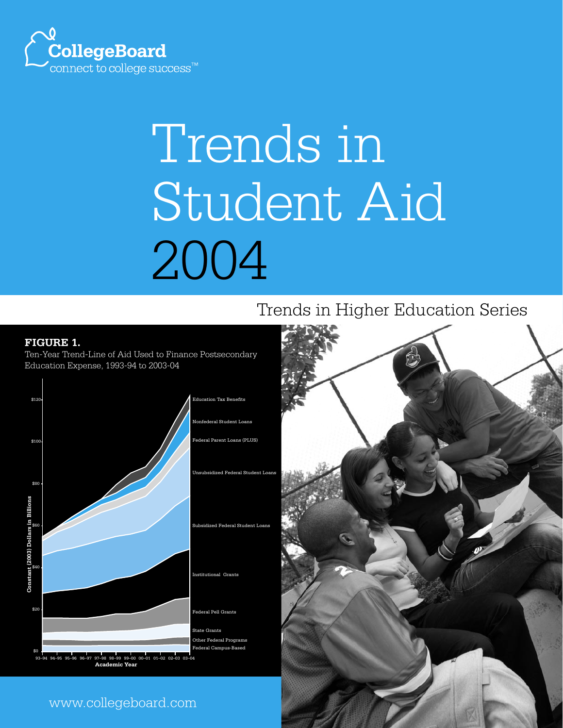CollegeBoard
connect to college success™

# Trends in Student Aid 2004

## Trends in Higher Education Series

**FIGURE 1.**
Ten-Year Trend-Line of Aid Used to Finance Postsecondary Education Expense, 1993-94 to 2003-04

Constant (2003) Dollars in Billions: $0, $20, $40, $60, $80, $100, $120

Academic Year: 93–94, 94–95, 95–96, 96–97, 97–98, 98–99, 99–00, 00–01, 01–02, 02–03, 03–04

- Education Tax Benefits
- Nonfederal Student Loans
- Federal Parent Loans (PLUS)
- Unsubsidized Federal Student Loans
- Subsidized Federal Student Loans
- Institutional Grants
- Federal Pell Grants
- State Grants
- Other Federal Programs
- Federal Campus-Based

www.collegeboard.com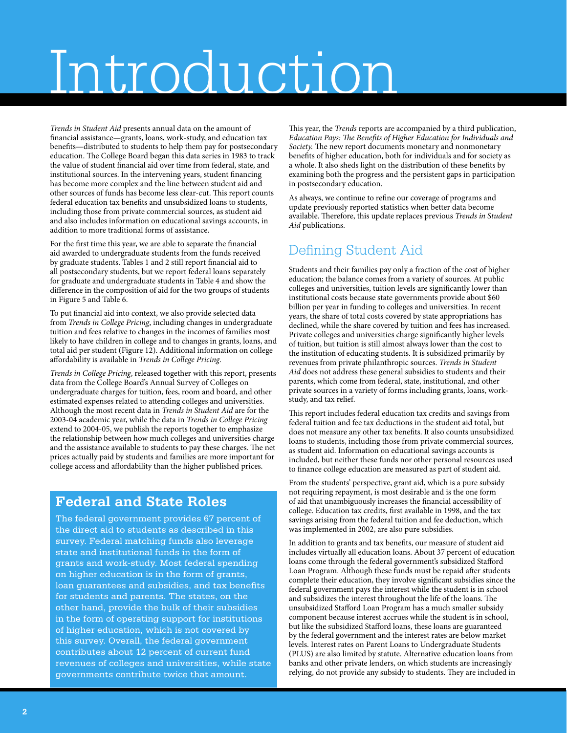# Introduction

*Trends in Student Aid* presents annual data on the amount of financial assistance—grants, loans, work-study, and education tax benefits—distributed to students to help them pay for postsecondary education. The College Board began this data series in 1983 to track the value of student financial aid over time from federal, state, and institutional sources. In the intervening years, student financing has become more complex and the line between student aid and other sources of funds has become less clear-cut. This report counts federal education tax benefits and unsubsidized loans to students, including those from private commercial sources, as student aid and also includes information on educational savings accounts, in addition to more traditional forms of assistance.

For the first time this year, we are able to separate the financial aid awarded to undergraduate students from the funds received by graduate students. Tables 1 and 2 still report financial aid to all postsecondary students, but we report federal loans separately for graduate and undergraduate students in Table 4 and show the difference in the composition of aid for the two groups of students in Figure 5 and Table 6.

To put financial aid into context, we also provide selected data from *Trends in College Pricing*, including changes in undergraduate tuition and fees relative to changes in the incomes of families most likely to have children in college and to changes in grants, loans, and total aid per student (Figure 12). Additional information on college affordability is available in *Trends in College Pricing*.

*Trends in College Pricing*, released together with this report, presents data from the College Board's Annual Survey of Colleges on undergraduate charges for tuition, fees, room and board, and other estimated expenses related to attending colleges and universities. Although the most recent data in *Trends in Student Aid* are for the 2003-04 academic year, while the data in *Trends in College Pricing* extend to 2004-05, we publish the reports together to emphasize the relationship between how much colleges and universities charge and the assistance available to students to pay these charges. The net prices actually paid by students and families are more important for college access and affordability than the higher published prices.

## Federal and State Roles

The federal government provides 67 percent of the direct aid to students as described in this survey. Federal matching funds also leverage state and institutional funds in the form of grants and work-study. Most federal spending on higher education is in the form of grants, loan guarantees and subsidies, and tax benefits for students and parents. The states, on the other hand, provide the bulk of their subsidies in the form of operating support for institutions of higher education, which is not covered by this survey. Overall, the federal government contributes about 12 percent of current fund revenues of colleges and universities, while state governments contribute twice that amount.

This year, the *Trends* reports are accompanied by a third publication, *Education Pays: The Benefits of Higher Education for Individuals and Society.* The new report documents monetary and nonmonetary benefits of higher education, both for individuals and for society as a whole. It also sheds light on the distribution of these benefits by examining both the progress and the persistent gaps in participation in postsecondary education.

As always, we continue to refine our coverage of programs and update previously reported statistics when better data become available. Therefore, this update replaces previous *Trends in Student Aid* publications.

## Defining Student Aid

Students and their families pay only a fraction of the cost of higher education; the balance comes from a variety of sources. At public colleges and universities, tuition levels are significantly lower than institutional costs because state governments provide about $60 billion per year in funding to colleges and universities. In recent years, the share of total costs covered by state appropriations has declined, while the share covered by tuition and fees has increased. Private colleges and universities charge significantly higher levels of tuition, but tuition is still almost always lower than the cost to the institution of educating students. It is subsidized primarily by revenues from private philanthropic sources. *Trends in Student Aid* does not address these general subsidies to students and their parents, which come from federal, state, institutional, and other private sources in a variety of forms including grants, loans, work-study, and tax relief.

This report includes federal education tax credits and savings from federal tuition and fee tax deductions in the student aid total, but does not measure any other tax benefits. It also counts unsubsidized loans to students, including those from private commercial sources, as student aid. Information on educational savings accounts is included, but neither these funds nor other personal resources used to finance college education are measured as part of student aid.

From the students' perspective, grant aid, which is a pure subsidy not requiring repayment, is most desirable and is the one form of aid that unambiguously increases the financial accessibility of college. Education tax credits, first available in 1998, and the tax savings arising from the federal tuition and fee deduction, which was implemented in 2002, are also pure subsidies.

In addition to grants and tax benefits, our measure of student aid includes virtually all education loans. About 37 percent of education loans come through the federal government's subsidized Stafford Loan Program. Although these funds must be repaid after students complete their education, they involve significant subsidies since the federal government pays the interest while the student is in school and subsidizes the interest throughout the life of the loans. The unsubsidized Stafford Loan Program has a much smaller subsidy component because interest accrues while the student is in school, but like the subsidized Stafford loans, these loans are guaranteed by the federal government and the interest rates are below market levels. Interest rates on Parent Loans to Undergraduate Students (PLUS) are also limited by statute. Alternative education loans from banks and other private lenders, on which students are increasingly relying, do not provide any subsidy to students. They are included in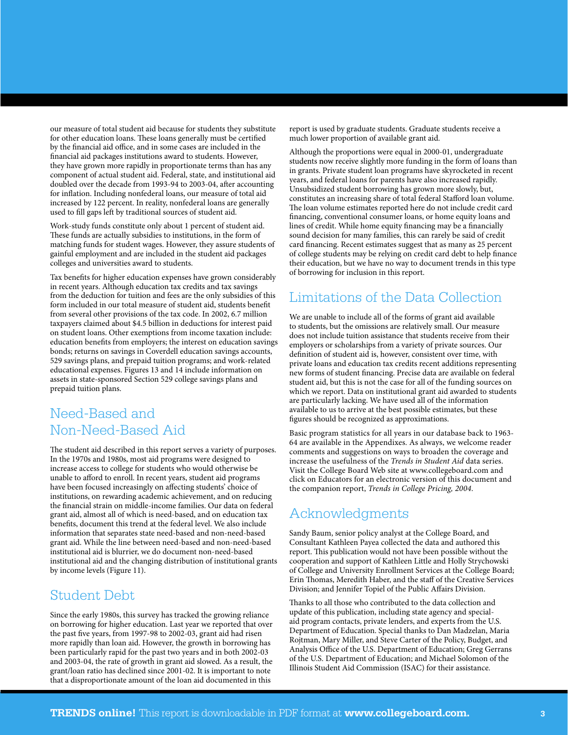our measure of total student aid because for students they substitute for other education loans. These loans generally must be certified by the financial aid office, and in some cases are included in the financial aid packages institutions award to students. However, they have grown more rapidly in proportionate terms than has any component of actual student aid. Federal, state, and institutional aid doubled over the decade from 1993-94 to 2003-04, after accounting for inflation. Including nonfederal loans, our measure of total aid increased by 122 percent. In reality, nonfederal loans are generally used to fill gaps left by traditional sources of student aid.

Work-study funds constitute only about 1 percent of student aid. These funds are actually subsidies to institutions, in the form of matching funds for student wages. However, they assure students of gainful employment and are included in the student aid packages colleges and universities award to students.

Tax benefits for higher education expenses have grown considerably in recent years. Although education tax credits and tax savings from the deduction for tuition and fees are the only subsidies of this form included in our total measure of student aid, students benefit from several other provisions of the tax code. In 2002, 6.7 million taxpayers claimed about $4.5 billion in deductions for interest paid on student loans. Other exemptions from income taxation include: education benefits from employers; the interest on education savings bonds; returns on savings in Coverdell education savings accounts, 529 savings plans, and prepaid tuition programs; and work-related educational expenses. Figures 13 and 14 include information on assets in state-sponsored Section 529 college savings plans and prepaid tuition plans.

## Need-Based and Non-Need-Based Aid

The student aid described in this report serves a variety of purposes. In the 1970s and 1980s, most aid programs were designed to increase access to college for students who would otherwise be unable to afford to enroll. In recent years, student aid programs have been focused increasingly on affecting students' choice of institutions, on rewarding academic achievement, and on reducing the financial strain on middle-income families. Our data on federal grant aid, almost all of which is need-based, and on education tax benefits, document this trend at the federal level. We also include information that separates state need-based and non-need-based grant aid. While the line between need-based and non-need-based institutional aid is blurrier, we do document non-need-based institutional aid and the changing distribution of institutional grants by income levels (Figure 11).

## Student Debt

Since the early 1980s, this survey has tracked the growing reliance on borrowing for higher education. Last year we reported that over the past five years, from 1997-98 to 2002-03, grant aid had risen more rapidly than loan aid. However, the growth in borrowing has been particularly rapid for the past two years and in both 2002-03 and 2003-04, the rate of growth in grant aid slowed. As a result, the grant/loan ratio has declined since 2001-02. It is important to note that a disproportionate amount of the loan aid documented in this report is used by graduate students. Graduate students receive a much lower proportion of available grant aid.

Although the proportions were equal in 2000-01, undergraduate students now receive slightly more funding in the form of loans than in grants. Private student loan programs have skyrocketed in recent years, and federal loans for parents have also increased rapidly. Unsubsidized student borrowing has grown more slowly, but, constitutes an increasing share of total federal Stafford loan volume. The loan volume estimates reported here do not include credit card financing, conventional consumer loans, or home equity loans and lines of credit. While home equity financing may be a financially sound decision for many families, this can rarely be said of credit card financing. Recent estimates suggest that as many as 25 percent of college students may be relying on credit card debt to help finance their education, but we have no way to document trends in this type of borrowing for inclusion in this report.

## Limitations of the Data Collection

We are unable to include all of the forms of grant aid available to students, but the omissions are relatively small. Our measure does not include tuition assistance that students receive from their employers or scholarships from a variety of private sources. Our definition of student aid is, however, consistent over time, with private loans and education tax credits recent additions representing new forms of student financing. Precise data are available on federal student aid, but this is not the case for all of the funding sources on which we report. Data on institutional grant aid awarded to students are particularly lacking. We have used all of the information available to us to arrive at the best possible estimates, but these figures should be recognized as approximations.

Basic program statistics for all years in our database back to 1963-64 are available in the Appendixes. As always, we welcome reader comments and suggestions on ways to broaden the coverage and increase the usefulness of the *Trends in Student Aid* data series. Visit the College Board Web site at www.collegeboard.com and click on Educators for an electronic version of this document and the companion report, *Trends in College Pricing, 2004*.

## Acknowledgments

Sandy Baum, senior policy analyst at the College Board, and Consultant Kathleen Payea collected the data and authored this report. This publication would not have been possible without the cooperation and support of Kathleen Little and Holly Strychowski of College and University Enrollment Services at the College Board; Erin Thomas, Meredith Haber, and the staff of the Creative Services Division; and Jennifer Topiel of the Public Affairs Division.

Thanks to all those who contributed to the data collection and update of this publication, including state agency and special-aid program contacts, private lenders, and experts from the U.S. Department of Education. Special thanks to Dan Madzelan, Maria Rojtman, Mary Miller, and Steve Carter of the Policy, Budget, and Analysis Office of the U.S. Department of Education; Greg Gerrans of the U.S. Department of Education; and Michael Solomon of the Illinois Student Aid Commission (ISAC) for their assistance.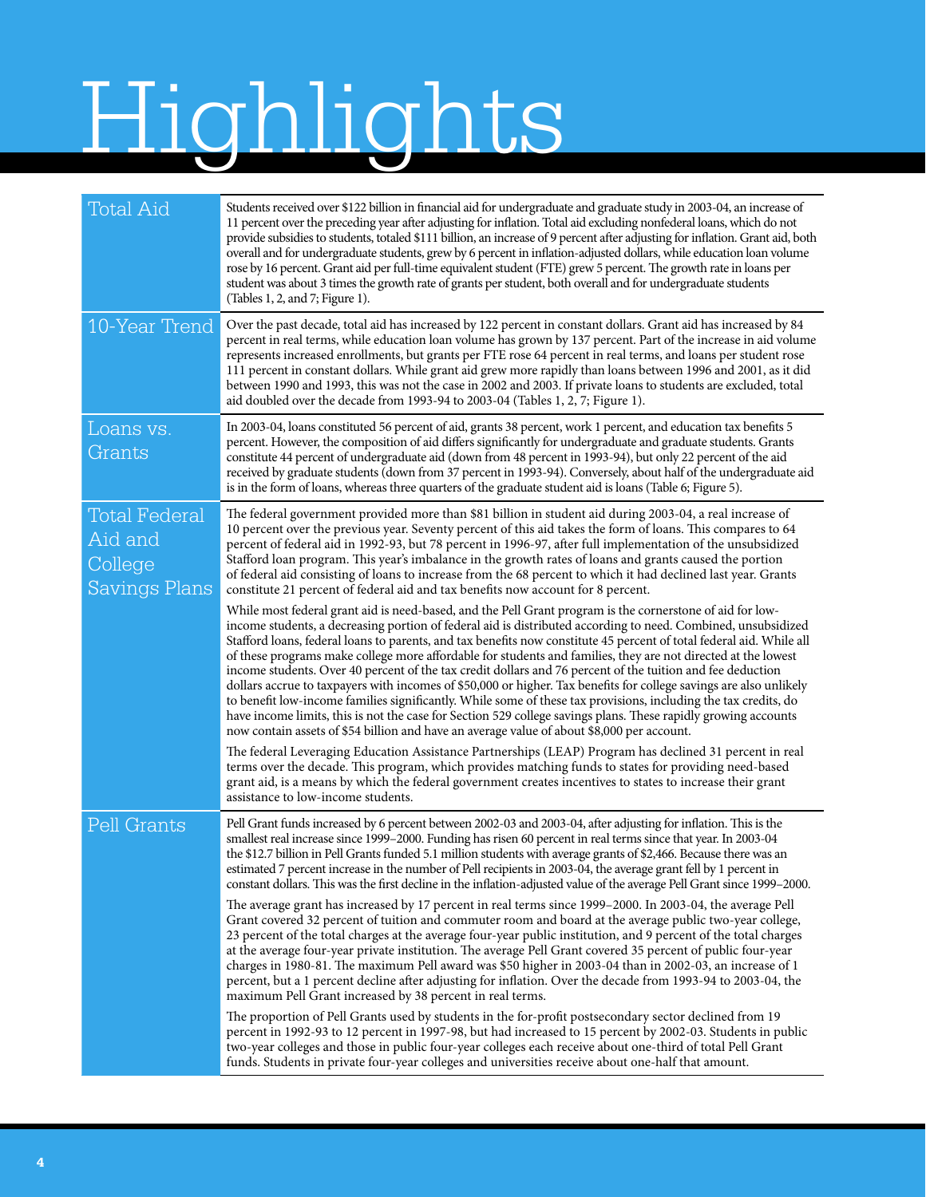# Highlights

## Total Aid

Students received over $122 billion in financial aid for undergraduate and graduate study in 2003-04, an increase of 11 percent over the preceding year after adjusting for inflation. Total aid excluding nonfederal loans, which do not provide subsidies to students, totaled $111 billion, an increase of 9 percent after adjusting for inflation. Grant aid, both overall and for undergraduate students, grew by 6 percent in inflation-adjusted dollars, while education loan volume rose by 16 percent. Grant aid per full-time equivalent student (FTE) grew 5 percent. The growth rate in loans per student was about 3 times the growth rate of grants per student, both overall and for undergraduate students (Tables 1, 2, and 7; Figure 1).

## 10-Year Trend

Over the past decade, total aid has increased by 122 percent in constant dollars. Grant aid has increased by 84 percent in real terms, while education loan volume has grown by 137 percent. Part of the increase in aid volume represents increased enrollments, but grants per FTE rose 64 percent in real terms, and loans per student rose 111 percent in constant dollars. While grant aid grew more rapidly than loans between 1996 and 2001, as it did between 1990 and 1993, this was not the case in 2002 and 2003. If private loans to students are excluded, total aid doubled over the decade from 1993-94 to 2003-04 (Tables 1, 2, 7; Figure 1).

## Loans vs. Grants

In 2003-04, loans constituted 56 percent of aid, grants 38 percent, work 1 percent, and education tax benefits 5 percent. However, the composition of aid differs significantly for undergraduate and graduate students. Grants constitute 44 percent of undergraduate aid (down from 48 percent in 1993-94), but only 22 percent of the aid received by graduate students (down from 37 percent in 1993-94). Conversely, about half of the undergraduate aid is in the form of loans, whereas three quarters of the graduate student aid is loans (Table 6; Figure 5).

## Total Federal Aid and College Savings Plans

The federal government provided more than $81 billion in student aid during 2003-04, a real increase of 10 percent over the previous year. Seventy percent of this aid takes the form of loans. This compares to 64 percent of federal aid in 1992-93, but 78 percent in 1996-97, after full implementation of the unsubsidized Stafford loan program. This year's imbalance in the growth rates of loans and grants caused the portion of federal aid consisting of loans to increase from the 68 percent to which it had declined last year. Grants constitute 21 percent of federal aid and tax benefits now account for 8 percent.

While most federal grant aid is need-based, and the Pell Grant program is the cornerstone of aid for low-income students, a decreasing portion of federal aid is distributed according to need. Combined, unsubsidized Stafford loans, federal loans to parents, and tax benefits now constitute 45 percent of total federal aid. While all of these programs make college more affordable for students and families, they are not directed at the lowest income students. Over 40 percent of the tax credit dollars and 76 percent of the tuition and fee deduction dollars accrue to taxpayers with incomes of $50,000 or higher. Tax benefits for college savings are also unlikely to benefit low-income families significantly. While some of these tax provisions, including the tax credits, do have income limits, this is not the case for Section 529 college savings plans. These rapidly growing accounts now contain assets of $54 billion and have an average value of about $8,000 per account.

The federal Leveraging Education Assistance Partnerships (LEAP) Program has declined 31 percent in real terms over the decade. This program, which provides matching funds to states for providing need-based grant aid, is a means by which the federal government creates incentives to states to increase their grant assistance to low-income students.

## Pell Grants

Pell Grant funds increased by 6 percent between 2002-03 and 2003-04, after adjusting for inflation. This is the smallest real increase since 1999–2000. Funding has risen 60 percent in real terms since that year. In 2003-04 the $12.7 billion in Pell Grants funded 5.1 million students with average grants of $2,466. Because there was an estimated 7 percent increase in the number of Pell recipients in 2003-04, the average grant fell by 1 percent in constant dollars. This was the first decline in the inflation-adjusted value of the average Pell Grant since 1999–2000.

The average grant has increased by 17 percent in real terms since 1999–2000. In 2003-04, the average Pell Grant covered 32 percent of tuition and commuter room and board at the average public two-year college, 23 percent of the total charges at the average four-year public institution, and 9 percent of the total charges at the average four-year private institution. The average Pell Grant covered 35 percent of public four-year charges in 1980-81. The maximum Pell award was $50 higher in 2003-04 than in 2002-03, an increase of 1 percent, but a 1 percent decline after adjusting for inflation. Over the decade from 1993-94 to 2003-04, the maximum Pell Grant increased by 38 percent in real terms.

The proportion of Pell Grants used by students in the for-profit postsecondary sector declined from 19 percent in 1992-93 to 12 percent in 1997-98, but had increased to 15 percent by 2002-03. Students in public two-year colleges and those in public four-year colleges each receive about one-third of total Pell Grant funds. Students in private four-year colleges and universities receive about one-half that amount.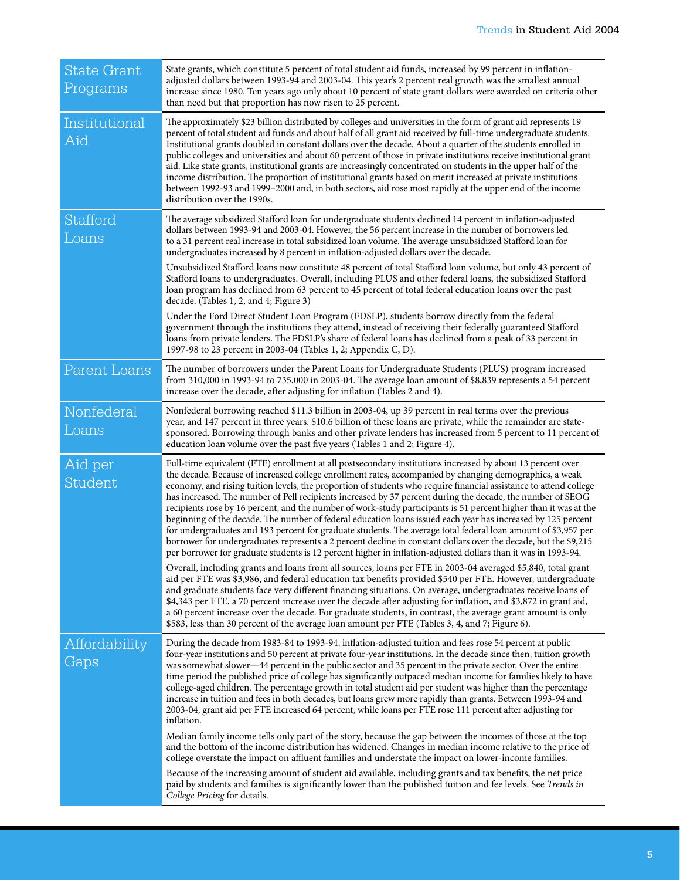## State Grant Programs

State grants, which constitute 5 percent of total student aid funds, increased by 99 percent in inflation-adjusted dollars between 1993-94 and 2003-04. This year's 2 percent real growth was the smallest annual increase since 1980. Ten years ago only about 10 percent of state grant dollars were awarded on criteria other than need but that proportion has now risen to 25 percent.

## Institutional Aid

The approximately $23 billion distributed by colleges and universities in the form of grant aid represents 19 percent of total student aid funds and about half of all grant aid received by full-time undergraduate students. Institutional grants doubled in constant dollars over the decade. About a quarter of the students enrolled in public colleges and universities and about 60 percent of those in private institutions receive institutional grant aid. Like state grants, institutional grants are increasingly concentrated on students in the upper half of the income distribution. The proportion of institutional grants based on merit increased at private institutions between 1992-93 and 1999–2000 and, in both sectors, aid rose most rapidly at the upper end of the income distribution over the 1990s.

## Stafford Loans

The average subsidized Stafford loan for undergraduate students declined 14 percent in inflation-adjusted dollars between 1993-94 and 2003-04. However, the 56 percent increase in the number of borrowers led to a 31 percent real increase in total subsidized loan volume. The average unsubsidized Stafford loan for undergraduates increased by 8 percent in inflation-adjusted dollars over the decade.

Unsubsidized Stafford loans now constitute 48 percent of total Stafford loan volume, but only 43 percent of Stafford loans to undergraduates. Overall, including PLUS and other federal loans, the subsidized Stafford loan program has declined from 63 percent to 45 percent of total federal education loans over the past decade. (Tables 1, 2, and 4; Figure 3)

Under the Ford Direct Student Loan Program (FDSLP), students borrow directly from the federal government through the institutions they attend, instead of receiving their federally guaranteed Stafford loans from private lenders. The FDSLP's share of federal loans has declined from a peak of 33 percent in 1997-98 to 23 percent in 2003-04 (Tables 1, 2; Appendix C, D).

## Parent Loans

The number of borrowers under the Parent Loans for Undergraduate Students (PLUS) program increased from 310,000 in 1993-94 to 735,000 in 2003-04. The average loan amount of $8,839 represents a 54 percent increase over the decade, after adjusting for inflation (Tables 2 and 4).

## Nonfederal Loans

Nonfederal borrowing reached $11.3 billion in 2003-04, up 39 percent in real terms over the previous year, and 147 percent in three years. $10.6 billion of these loans are private, while the remainder are state-sponsored. Borrowing through banks and other private lenders has increased from 5 percent to 11 percent of education loan volume over the past five years (Tables 1 and 2; Figure 4).

## Aid per Student

Full-time equivalent (FTE) enrollment at all postsecondary institutions increased by about 13 percent over the decade. Because of increased college enrollment rates, accompanied by changing demographics, a weak economy, and rising tuition levels, the proportion of students who require financial assistance to attend college has increased. The number of Pell recipients increased by 37 percent during the decade, the number of SEOG recipients rose by 16 percent, and the number of work-study participants is 51 percent higher than it was at the beginning of the decade. The number of federal education loans issued each year has increased by 125 percent for undergraduates and 193 percent for graduate students. The average total federal loan amount of $3,957 per borrower for undergraduates represents a 2 percent decline in constant dollars over the decade, but the $9,215 per borrower for graduate students is 12 percent higher in inflation-adjusted dollars than it was in 1993-94.

Overall, including grants and loans from all sources, loans per FTE in 2003-04 averaged $5,840, total grant aid per FTE was $3,986, and federal education tax benefits provided $540 per FTE. However, undergraduate and graduate students face very different financing situations. On average, undergraduates receive loans of $4,343 per FTE, a 70 percent increase over the decade after adjusting for inflation, and $3,872 in grant aid, a 60 percent increase over the decade. For graduate students, in contrast, the average grant amount is only $583, less than 30 percent of the average loan amount per FTE (Tables 3, 4, and 7; Figure 6).

## Affordability Gaps

During the decade from 1983-84 to 1993-94, inflation-adjusted tuition and fees rose 54 percent at public four-year institutions and 50 percent at private four-year institutions. In the decade since then, tuition growth was somewhat slower—44 percent in the public sector and 35 percent in the private sector. Over the entire time period the published price of college has significantly outpaced median income for families likely to have college-aged children. The percentage growth in total student aid per student was higher than the percentage increase in tuition and fees in both decades, but loans grew more rapidly than grants. Between 1993-94 and 2003-04, grant aid per FTE increased 64 percent, while loans per FTE rose 111 percent after adjusting for inflation.

Median family income tells only part of the story, because the gap between the incomes of those at the top and the bottom of the income distribution has widened. Changes in median income relative to the price of college overstate the impact on affluent families and understate the impact on lower-income families.

Because of the increasing amount of student aid available, including grants and tax benefits, the net price paid by students and families is significantly lower than the published tuition and fee levels. See *Trends in College Pricing* for details.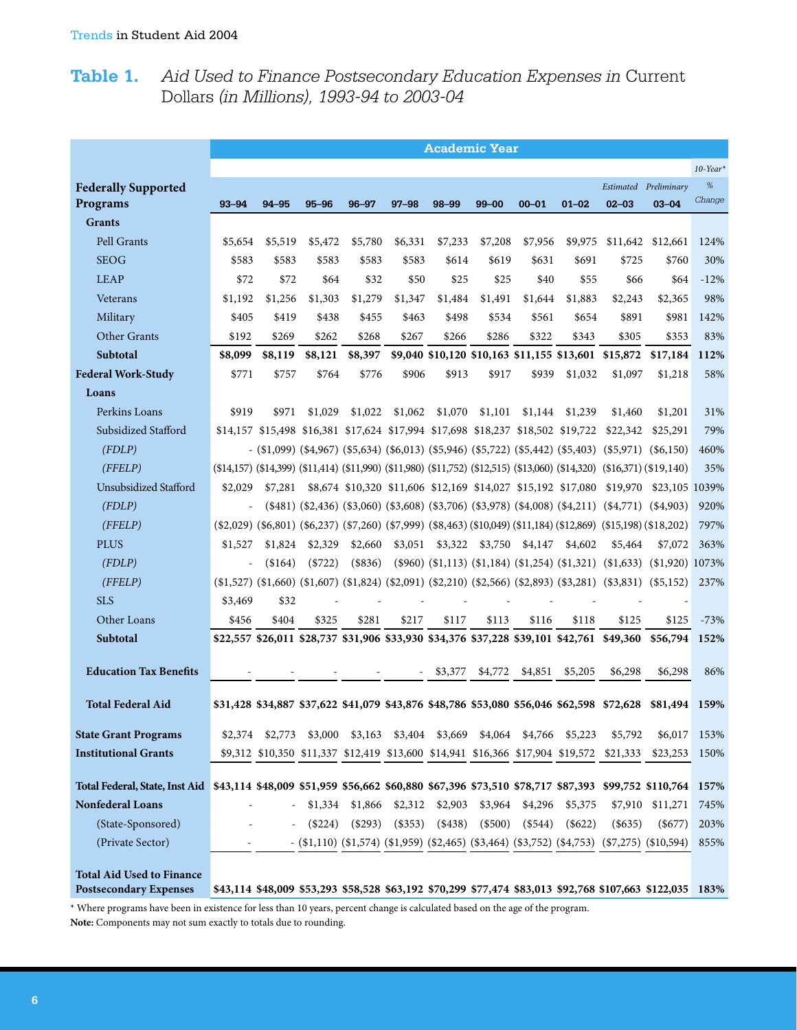## Table 1. *Aid Used to Finance Postsecondary Education Expenses in* Current Dollars *(in Millions), 1993-94 to 2003-04*

| Federally Supported Programs | 93–94 | 94–95 | 95–96 | 96–97 | 97–98 | 98–99 | 99–00 | 00–01 | 01–02 | *Estimated* 02–03 | *Preliminary* 03–04 | *10-Year\* % Change* |
|---|---|---|---|---|---|---|---|---|---|---|---|---|
| **Grants** | | | | | | | | | | | | |
| Pell Grants | $5,654 | $5,519 | $5,472 | $5,780 | $6,331 | $7,233 | $7,208 | $7,956 | $9,975 | $11,642 | $12,661 | 124% |
| SEOG | $583 | $583 | $583 | $583 | $583 | $614 | $619 | $631 | $691 | $725 | $760 | 30% |
| LEAP | $72 | $72 | $64 | $32 | $50 | $25 | $25 | $40 | $55 | $66 | $64 | -12% |
| Veterans | $1,192 | $1,256 | $1,303 | $1,279 | $1,347 | $1,484 | $1,491 | $1,644 | $1,883 | $2,243 | $2,365 | 98% |
| Military | $405 | $419 | $438 | $455 | $463 | $498 | $534 | $561 | $654 | $891 | $981 | 142% |
| Other Grants | $192 | $269 | $262 | $268 | $267 | $266 | $286 | $322 | $343 | $305 | $353 | 83% |
| **Subtotal** | **$8,099** | **$8,119** | **$8,121** | **$8,397** | **$9,040** | **$10,120** | **$10,163** | **$11,155** | **$13,601** | **$15,872** | **$17,184** | **112%** |
| **Federal Work-Study** | $771 | $757 | $764 | $776 | $906 | $913 | $917 | $939 | $1,032 | $1,097 | $1,218 | 58% |
| **Loans** | | | | | | | | | | | | |
| Perkins Loans | $919 | $971 | $1,029 | $1,022 | $1,062 | $1,070 | $1,101 | $1,144 | $1,239 | $1,460 | $1,201 | 31% |
| Subsidized Stafford | $14,157 | $15,498 | $16,381 | $17,624 | $17,994 | $17,698 | $18,237 | $18,502 | $19,722 | $22,342 | $25,291 | 79% |
| *(FDLP)* | - | ($1,099) | ($4,967) | ($5,634) | ($6,013) | ($5,946) | ($5,722) | ($5,442) | ($5,403) | ($5,971) | ($6,150) | 460% |
| *(FFELP)* | ($14,157) | ($14,399) | ($11,414) | ($11,990) | ($11,980) | ($11,752) | ($12,515) | ($13,060) | ($14,320) | ($16,371) | ($19,140) | 35% |
| Unsubsidized Stafford | $2,029 | $7,281 | $8,674 | $10,320 | $11,606 | $12,169 | $14,027 | $15,192 | $17,080 | $19,970 | $23,105 | 1039% |
| *(FDLP)* | - | ($481) | ($2,436) | ($3,060) | ($3,608) | ($3,706) | ($3,978) | ($4,008) | ($4,211) | ($4,771) | ($4,903) | 920% |
| *(FFELP)* | ($2,029) | ($6,801) | ($6,237) | ($7,260) | ($7,999) | ($8,463) | ($10,049) | ($11,184) | ($12,869) | ($15,198) | ($18,202) | 797% |
| PLUS | $1,527 | $1,824 | $2,329 | $2,660 | $3,051 | $3,322 | $3,750 | $4,147 | $4,602 | $5,464 | $7,072 | 363% |
| *(FDLP)* | - | ($164) | ($722) | ($836) | ($960) | ($1,113) | ($1,184) | ($1,254) | ($1,321) | ($1,633) | ($1,920) | 1073% |
| *(FFELP)* | ($1,527) | ($1,660) | ($1,607) | ($1,824) | ($2,091) | ($2,210) | ($2,566) | ($2,893) | ($3,281) | ($3,831) | ($5,152) | 237% |
| SLS | $3,469 | $32 | - | - | - | - | - | - | - | - | - | |
| Other Loans | $456 | $404 | $325 | $281 | $217 | $117 | $113 | $116 | $118 | $125 | $125 | -73% |
| **Subtotal** | **$22,557** | **$26,011** | **$28,737** | **$31,906** | **$33,930** | **$34,376** | **$37,228** | **$39,101** | **$42,761** | **$49,360** | **$56,794** | **152%** |
| **Education Tax Benefits** | - | - | - | - | - | $3,377 | $4,772 | $4,851 | $5,205 | $6,298 | $6,298 | 86% |
| **Total Federal Aid** | **$31,428** | **$34,887** | **$37,622** | **$41,079** | **$43,876** | **$48,786** | **$53,080** | **$56,046** | **$62,598** | **$72,628** | **$81,494** | **159%** |
| **State Grant Programs** | $2,374 | $2,773 | $3,000 | $3,163 | $3,404 | $3,669 | $4,064 | $4,766 | $5,223 | $5,792 | $6,017 | 153% |
| **Institutional Grants** | $9,312 | $10,350 | $11,337 | $12,419 | $13,600 | $14,941 | $16,366 | $17,904 | $19,572 | $21,333 | $23,253 | 150% |
| **Total Federal, State, Inst Aid** | **$43,114** | **$48,009** | **$51,959** | **$56,662** | **$60,880** | **$67,396** | **$73,510** | **$78,717** | **$87,393** | **$99,752** | **$110,764** | **157%** |
| **Nonfederal Loans** | - | - | $1,334 | $1,866 | $2,312 | $2,903 | $3,964 | $4,296 | $5,375 | $7,910 | $11,271 | 745% |
| (State-Sponsored) | - | - | ($224) | ($293) | ($353) | ($438) | ($500) | ($544) | ($622) | ($635) | ($677) | 203% |
| (Private Sector) | - | - | ($1,110) | ($1,574) | ($1,959) | ($2,465) | ($3,464) | ($3,752) | ($4,753) | ($7,275) | ($10,594) | 855% |
| **Total Aid Used to Finance Postsecondary Expenses** | **$43,114** | **$48,009** | **$53,293** | **$58,528** | **$63,192** | **$70,299** | **$77,474** | **$83,013** | **$92,768** | **$107,663** | **$122,035** | **183%** |

\* Where programs have been in existence for less than 10 years, percent change is calculated based on the age of the program.

**Note:** Components may not sum exactly to totals due to rounding.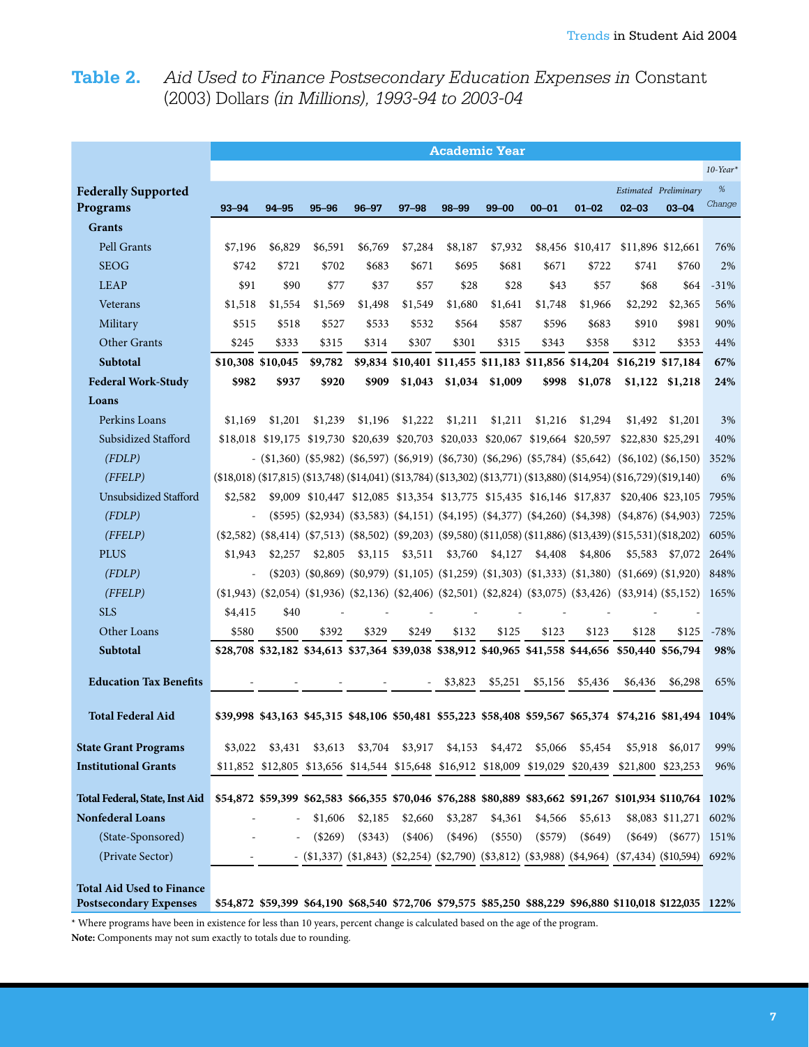## Table 2. *Aid Used to Finance Postsecondary Education Expenses in* Constant (2003) Dollars *(in Millions), 1993-94 to 2003-04*

| | Academic Year | | | | | | | | | | | |
|---|---|---|---|---|---|---|---|---|---|---|---|---|
| **Federally Supported Programs** | 93–94 | 94–95 | 95–96 | 96–97 | 97–98 | 98–99 | 99–00 | 00–01 | 01–02 | *Estimated* 02–03 | *Preliminary* 03–04 | *10-Year* % Change* |
| **Grants** | | | | | | | | | | | | |
| Pell Grants | $7,196 | $6,829 | $6,591 | $6,769 | $7,284 | $8,187 | $7,932 | $8,456 | $10,417 | $11,896 | $12,661 | 76% |
| SEOG | $742 | $721 | $702 | $683 | $671 | $695 | $681 | $671 | $722 | $741 | $760 | 2% |
| LEAP | $91 | $90 | $77 | $37 | $57 | $28 | $28 | $43 | $57 | $68 | $64 | -31% |
| Veterans | $1,518 | $1,554 | $1,569 | $1,498 | $1,549 | $1,680 | $1,641 | $1,748 | $1,966 | $2,292 | $2,365 | 56% |
| Military | $515 | $518 | $527 | $533 | $532 | $564 | $587 | $596 | $683 | $910 | $981 | 90% |
| Other Grants | $245 | $333 | $315 | $314 | $307 | $301 | $315 | $343 | $358 | $312 | $353 | 44% |
| **Subtotal** | **$10,308** | **$10,045** | **$9,782** | **$9,834** | **$10,401** | **$11,455** | **$11,183** | **$11,856** | **$14,204** | **$16,219** | **$17,184** | **67%** |
| **Federal Work-Study** | **$982** | **$937** | **$920** | **$909** | **$1,043** | **$1,034** | **$1,009** | **$998** | **$1,078** | **$1,122** | **$1,218** | **24%** |
| **Loans** | | | | | | | | | | | | |
| Perkins Loans | $1,169 | $1,201 | $1,239 | $1,196 | $1,222 | $1,211 | $1,211 | $1,216 | $1,294 | $1,492 | $1,201 | 3% |
| Subsidized Stafford | $18,018 | $19,175 | $19,730 | $20,639 | $20,703 | $20,033 | $20,067 | $19,664 | $20,597 | $22,830 | $25,291 | 40% |
| *(FDLP)* | - | ($1,360) | ($5,982) | ($6,597) | ($6,919) | ($6,730) | ($6,296) | ($5,784) | ($5,642) | ($6,102) | ($6,150) | 352% |
| *(FFELP)* | ($18,018) | ($17,815) | ($13,748) | ($14,041) | ($13,784) | ($13,302) | ($13,771) | ($13,880) | ($14,954) | ($16,729) | ($19,140) | 6% |
| Unsubsidized Stafford | $2,582 | $9,009 | $10,447 | $12,085 | $13,354 | $13,775 | $15,435 | $16,146 | $17,837 | $20,406 | $23,105 | 795% |
| *(FDLP)* | - | ($595) | ($2,934) | ($3,583) | ($4,151) | ($4,195) | ($4,377) | ($4,260) | ($4,398) | ($4,876) | ($4,903) | 725% |
| *(FFELP)* | ($2,582) | ($8,414) | ($7,513) | ($8,502) | ($9,203) | ($9,580) | ($11,058) | ($11,886) | ($13,439) | ($15,531) | ($18,202) | 605% |
| PLUS | $1,943 | $2,257 | $2,805 | $3,115 | $3,511 | $3,760 | $4,127 | $4,408 | $4,806 | $5,583 | $7,072 | 264% |
| *(FDLP)* | - | ($203) | ($0,869) | ($0,979) | ($1,105) | ($1,259) | ($1,303) | ($1,333) | ($1,380) | ($1,669) | ($1,920) | 848% |
| *(FFELP)* | ($1,943) | ($2,054) | ($1,936) | ($2,136) | ($2,406) | ($2,501) | ($2,824) | ($3,075) | ($3,426) | ($3,914) | ($5,152) | 165% |
| SLS | $4,415 | $40 | - | - | - | - | - | - | - | - | - | |
| Other Loans | $580 | $500 | $392 | $329 | $249 | $132 | $125 | $123 | $123 | $128 | $125 | -78% |
| **Subtotal** | **$28,708** | **$32,182** | **$34,613** | **$37,364** | **$39,038** | **$38,912** | **$40,965** | **$41,558** | **$44,656** | **$50,440** | **$56,794** | **98%** |
| **Education Tax Benefits** | - | - | - | - | - | $3,823 | $5,251 | $5,156 | $5,436 | $6,436 | $6,298 | 65% |
| **Total Federal Aid** | **$39,998** | **$43,163** | **$45,315** | **$48,106** | **$50,481** | **$55,223** | **$58,408** | **$59,567** | **$65,374** | **$74,216** | **$81,494** | **104%** |
| **State Grant Programs** | $3,022 | $3,431 | $3,613 | $3,704 | $3,917 | $4,153 | $4,472 | $5,066 | $5,454 | $5,918 | $6,017 | 99% |
| **Institutional Grants** | $11,852 | $12,805 | $13,656 | $14,544 | $15,648 | $16,912 | $18,009 | $19,029 | $20,439 | $21,800 | $23,253 | 96% |
| **Total Federal, State, Inst Aid** | **$54,872** | **$59,399** | **$62,583** | **$66,355** | **$70,046** | **$76,288** | **$80,889** | **$83,662** | **$91,267** | **$101,934** | **$110,764** | **102%** |
| **Nonfederal Loans** | - | - | $1,606 | $2,185 | $2,660 | $3,287 | $4,361 | $4,566 | $5,613 | $8,083 | $11,271 | 602% |
| (State-Sponsored) | - | - | ($269) | ($343) | ($406) | ($496) | ($550) | ($579) | ($649) | ($649) | ($677) | 151% |
| (Private Sector) | - | - | ($1,337) | ($1,843) | ($2,254) | ($2,790) | ($3,812) | ($3,988) | ($4,964) | ($7,434) | ($10,594) | 692% |
| **Total Aid Used to Finance Postsecondary Expenses** | **$54,872** | **$59,399** | **$64,190** | **$68,540** | **$72,706** | **$79,575** | **$85,250** | **$88,229** | **$96,880** | **$110,018** | **$122,035** | **122%** |

* Where programs have been in existence for less than 10 years, percent change is calculated based on the age of the program.

**Note:** Components may not sum exactly to totals due to rounding.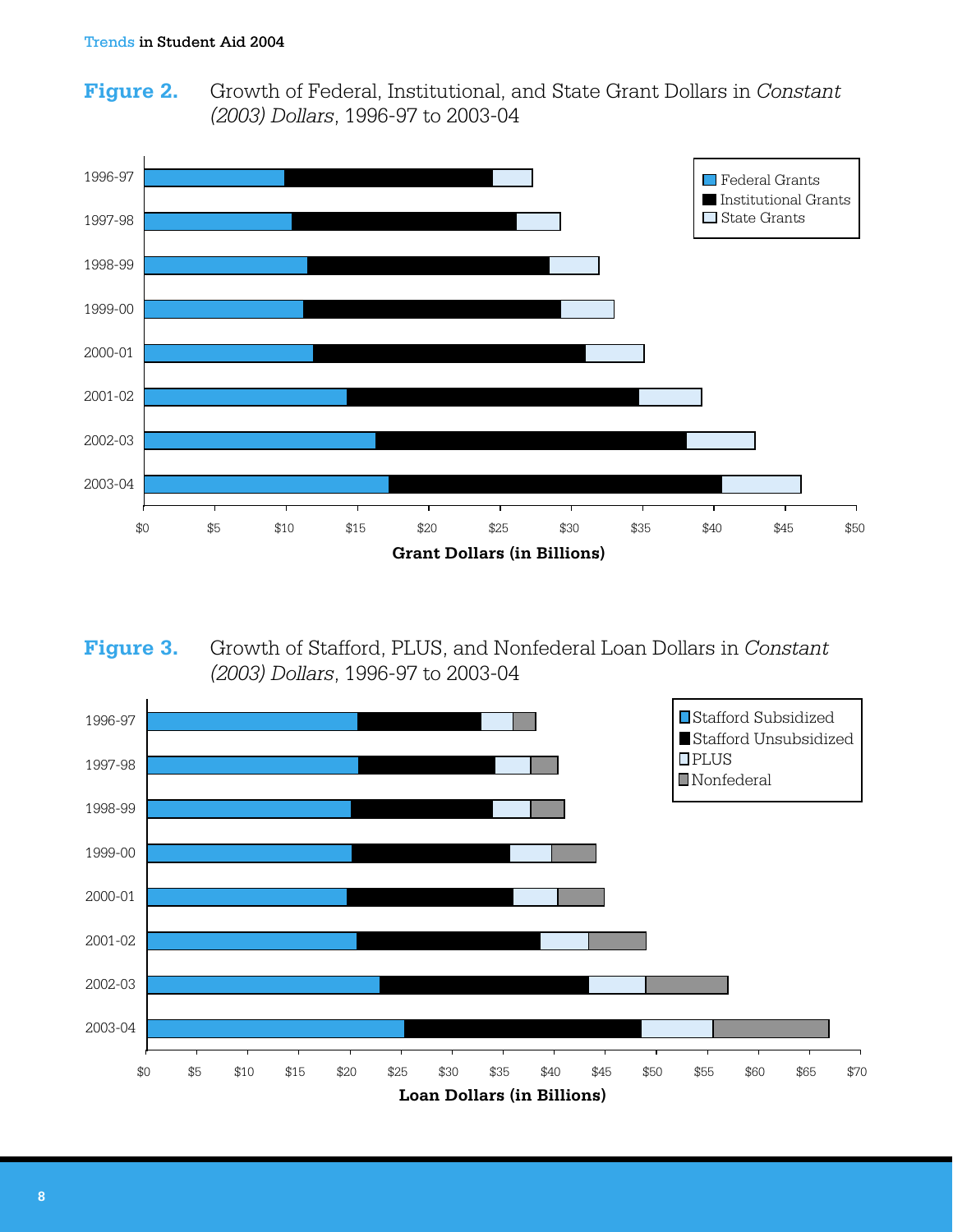**Figure 2.** Growth of Federal, Institutional, and State Grant Dollars in *Constant (2003) Dollars*, 1996-97 to 2003-04

Legend: Federal Grants, Institutional Grants, State Grants

Years: 1996-97, 1997-98, 1998-99, 1999-00, 2000-01, 2001-02, 2002-03, 2003-04

$0 $5 $10 $15 $20 $25 $30 $35 $40 $45 $50

**Grant Dollars (in Billions)**

**Figure 3.** Growth of Stafford, PLUS, and Nonfederal Loan Dollars in *Constant (2003) Dollars*, 1996-97 to 2003-04

Legend: Stafford Subsidized, Stafford Unsubsidized, PLUS, Nonfederal

Years: 1996-97, 1997-98, 1998-99, 1999-00, 2000-01, 2001-02, 2002-03, 2003-04

$0 $5 $10 $15 $20 $25 $30 $35 $40 $45 $50 $55 $60 $65 $70

**Loan Dollars (in Billions)**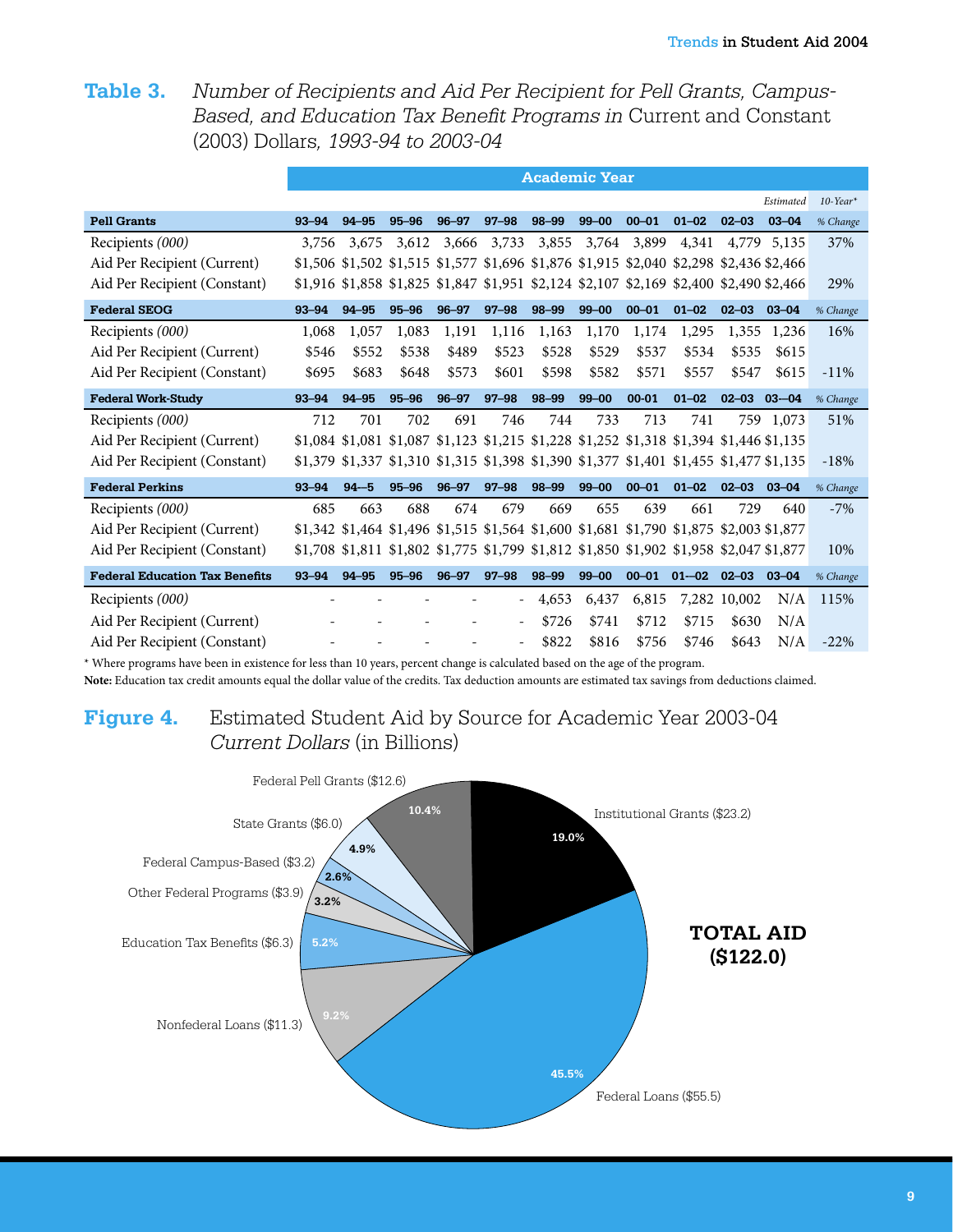**Table 3.** *Number of Recipients and Aid Per Recipient for Pell Grants, Campus-Based, and Education Tax Benefit Programs in* Current and Constant (2003) Dollars, *1993-94 to 2003-04*

| | Academic Year | | | | | | | | | | | |
|---|---|---|---|---|---|---|---|---|---|---|---|---|
| | | | | | | | | | | | *Estimated* | *10-Year\** |
| **Pell Grants** | **93–94** | **94–95** | **95–96** | **96–97** | **97–98** | **98–99** | **99–00** | **00–01** | **01–02** | **02–03** | **03–04** | *% Change* |
| Recipients *(000)* | 3,756 | 3,675 | 3,612 | 3,666 | 3,733 | 3,855 | 3,764 | 3,899 | 4,341 | 4,779 | 5,135 | 37% |
| Aid Per Recipient (Current) | $1,506 | $1,502 | $1,515 | $1,577 | $1,696 | $1,876 | $1,915 | $2,040 | $2,298 | $2,436 | $2,466 | |
| Aid Per Recipient (Constant) | $1,916 | $1,858 | $1,825 | $1,847 | $1,951 | $2,124 | $2,107 | $2,169 | $2,400 | $2,490 | $2,466 | 29% |
| **Federal SEOG** | **93–94** | **94–95** | **95–96** | **96–97** | **97–98** | **98–99** | **99–00** | **00–01** | **01–02** | **02–03** | **03–04** | *% Change* |
| Recipients *(000)* | 1,068 | 1,057 | 1,083 | 1,191 | 1,116 | 1,163 | 1,170 | 1,174 | 1,295 | 1,355 | 1,236 | 16% |
| Aid Per Recipient (Current) | $546 | $552 | $538 | $489 | $523 | $528 | $529 | $537 | $534 | $535 | $615 | |
| Aid Per Recipient (Constant) | $695 | $683 | $648 | $573 | $601 | $598 | $582 | $571 | $557 | $547 | $615 | -11% |
| **Federal Work-Study** | **93–94** | **94–95** | **95–96** | **96–97** | **97–98** | **98–99** | **99–00** | **00-01** | **01–02** | **02–03** | **03—04** | *% Change* |
| Recipients *(000)* | 712 | 701 | 702 | 691 | 746 | 744 | 733 | 713 | 741 | 759 | 1,073 | 51% |
| Aid Per Recipient (Current) | $1,084 | $1,081 | $1,087 | $1,123 | $1,215 | $1,228 | $1,252 | $1,318 | $1,394 | $1,446 | $1,135 | |
| Aid Per Recipient (Constant) | $1,379 | $1,337 | $1,310 | $1,315 | $1,398 | $1,390 | $1,377 | $1,401 | $1,455 | $1,477 | $1,135 | -18% |
| **Federal Perkins** | **93–94** | **94—5** | **95–96** | **96–97** | **97–98** | **98–99** | **99–00** | **00–01** | **01–02** | **02–03** | **03–04** | *% Change* |
| Recipients *(000)* | 685 | 663 | 688 | 674 | 679 | 669 | 655 | 639 | 661 | 729 | 640 | -7% |
| Aid Per Recipient (Current) | $1,342 | $1,464 | $1,496 | $1,515 | $1,564 | $1,600 | $1,681 | $1,790 | $1,875 | $2,003 | $1,877 | |
| Aid Per Recipient (Constant) | $1,708 | $1,811 | $1,802 | $1,775 | $1,799 | $1,812 | $1,850 | $1,902 | $1,958 | $2,047 | $1,877 | 10% |
| **Federal Education Tax Benefits** | **93–94** | **94–95** | **95–96** | **96–97** | **97–98** | **98–99** | **99–00** | **00–01** | **01-–02** | **02–03** | **03–04** | *% Change* |
| Recipients *(000)* | - | - | - | - | - | 4,653 | 6,437 | 6,815 | 7,282 | 10,002 | N/A | 115% |
| Aid Per Recipient (Current) | - | - | - | - | - | $726 | $741 | $712 | $715 | $630 | N/A | |
| Aid Per Recipient (Constant) | - | - | - | - | - | $822 | $816 | $756 | $746 | $643 | N/A | -22% |

\* Where programs have been in existence for less than 10 years, percent change is calculated based on the age of the program.

**Note:** Education tax credit amounts equal the dollar value of the credits. Tax deduction amounts are estimated tax savings from deductions claimed.

**Figure 4.** Estimated Student Aid by Source for Academic Year 2003-04 *Current Dollars* (in Billions)

| Source | Amount (Billions) | Percent |
|---|---|---|
| Federal Pell Grants | $12.6 | 10.4% |
| Institutional Grants | $23.2 | 19.0% |
| Federal Loans | $55.5 | 45.5% |
| Nonfederal Loans | $11.3 | 9.2% |
| Education Tax Benefits | $6.3 | 5.2% |
| Other Federal Programs | $3.9 | 3.2% |
| Federal Campus-Based | $3.2 | 2.6% |
| State Grants | $6.0 | 4.9% |
| **TOTAL AID** | **$122.0** | |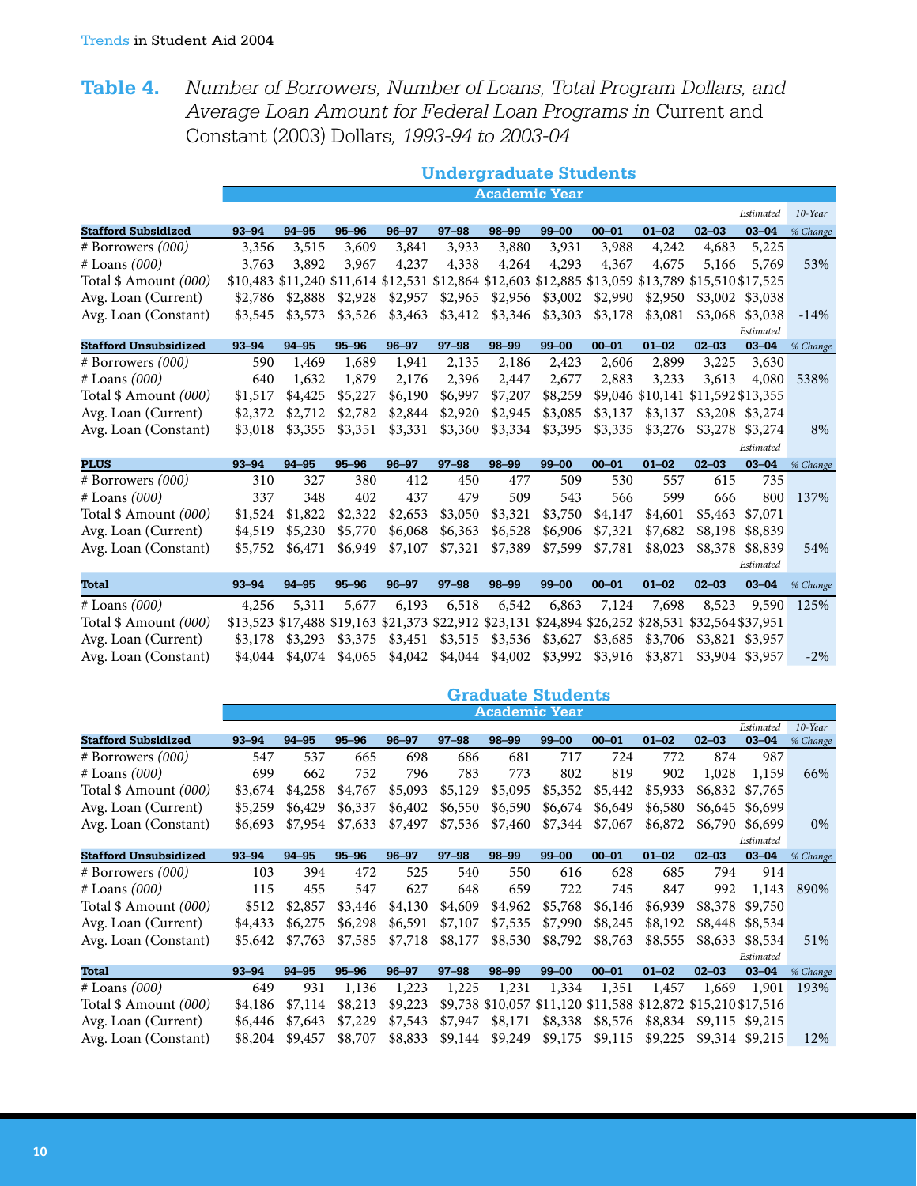**Table 4.** *Number of Borrowers, Number of Loans, Total Program Dollars, and Average Loan Amount for Federal Loan Programs in* Current and Constant (2003) Dollars, *1993-94 to 2003-04*

## Undergraduate Students

| Stafford Subsidized | 93–94 | 94–95 | 95–96 | 96–97 | 97–98 | 98–99 | 99–00 | 00–01 | 01–02 | 02–03 | 03–04 (Estimated) | 10-Year % Change |
|---|---|---|---|---|---|---|---|---|---|---|---|---|
| # Borrowers *(000)* | 3,356 | 3,515 | 3,609 | 3,841 | 3,933 | 3,880 | 3,931 | 3,988 | 4,242 | 4,683 | 5,225 | |
| # Loans *(000)* | 3,763 | 3,892 | 3,967 | 4,237 | 4,338 | 4,264 | 4,293 | 4,367 | 4,675 | 5,166 | 5,769 | 53% |
| Total $ Amount *(000)* | $10,483 | $11,240 | $11,614 | $12,531 | $12,864 | $12,603 | $12,885 | $13,059 | $13,789 | $15,510 | $17,525 | |
| Avg. Loan (Current) | $2,786 | $2,888 | $2,928 | $2,957 | $2,965 | $2,956 | $3,002 | $2,990 | $2,950 | $3,002 | $3,038 | |
| Avg. Loan (Constant) | $3,545 | $3,573 | $3,526 | $3,463 | $3,412 | $3,346 | $3,303 | $3,178 | $3,081 | $3,068 | $3,038 | -14% |

| Stafford Unsubsidized | 93–94 | 94–95 | 95–96 | 96–97 | 97–98 | 98–99 | 99–00 | 00–01 | 01–02 | 02–03 | 03–04 (Estimated) | % Change |
|---|---|---|---|---|---|---|---|---|---|---|---|---|
| # Borrowers *(000)* | 590 | 1,469 | 1,689 | 1,941 | 2,135 | 2,186 | 2,423 | 2,606 | 2,899 | 3,225 | 3,630 | |
| # Loans *(000)* | 640 | 1,632 | 1,879 | 2,176 | 2,396 | 2,447 | 2,677 | 2,883 | 3,233 | 3,613 | 4,080 | 538% |
| Total $ Amount *(000)* | $1,517 | $4,425 | $5,227 | $6,190 | $6,997 | $7,207 | $8,259 | $9,046 | $10,141 | $11,592 | $13,355 | |
| Avg. Loan (Current) | $2,372 | $2,712 | $2,782 | $2,844 | $2,920 | $2,945 | $3,085 | $3,137 | $3,137 | $3,208 | $3,274 | |
| Avg. Loan (Constant) | $3,018 | $3,355 | $3,351 | $3,331 | $3,360 | $3,334 | $3,395 | $3,335 | $3,276 | $3,278 | $3,274 | 8% |

| PLUS | 93–94 | 94–95 | 95–96 | 96–97 | 97–98 | 98–99 | 99–00 | 00–01 | 01–02 | 02–03 | 03–04 (Estimated) | % Change |
|---|---|---|---|---|---|---|---|---|---|---|---|---|
| # Borrowers *(000)* | 310 | 327 | 380 | 412 | 450 | 477 | 509 | 530 | 557 | 615 | 735 | |
| # Loans *(000)* | 337 | 348 | 402 | 437 | 479 | 509 | 543 | 566 | 599 | 666 | 800 | 137% |
| Total $ Amount *(000)* | $1,524 | $1,822 | $2,322 | $2,653 | $3,050 | $3,321 | $3,750 | $4,147 | $4,601 | $5,463 | $7,071 | |
| Avg. Loan (Current) | $4,519 | $5,230 | $5,770 | $6,068 | $6,363 | $6,528 | $6,906 | $7,321 | $7,682 | $8,198 | $8,839 | |
| Avg. Loan (Constant) | $5,752 | $6,471 | $6,949 | $7,107 | $7,321 | $7,389 | $7,599 | $7,781 | $8,023 | $8,378 | $8,839 | 54% |

| Total | 93–94 | 94–95 | 95–96 | 96–97 | 97–98 | 98–99 | 99–00 | 00–01 | 01–02 | 02–03 | 03–04 (Estimated) | % Change |
|---|---|---|---|---|---|---|---|---|---|---|---|---|
| # Loans *(000)* | 4,256 | 5,311 | 5,677 | 6,193 | 6,518 | 6,542 | 6,863 | 7,124 | 7,698 | 8,523 | 9,590 | 125% |
| Total $ Amount *(000)* | $13,523 | $17,488 | $19,163 | $21,373 | $22,912 | $23,131 | $24,894 | $26,252 | $28,531 | $32,564 | $37,951 | |
| Avg. Loan (Current) | $3,178 | $3,293 | $3,375 | $3,451 | $3,515 | $3,536 | $3,627 | $3,685 | $3,706 | $3,821 | $3,957 | |
| Avg. Loan (Constant) | $4,044 | $4,074 | $4,065 | $4,042 | $4,044 | $4,002 | $3,992 | $3,916 | $3,871 | $3,904 | $3,957 | -2% |

## Graduate Students

| Stafford Subsidized | 93–94 | 94–95 | 95–96 | 96–97 | 97–98 | 98–99 | 99–00 | 00–01 | 01–02 | 02–03 | 03–04 (Estimated) | 10-Year % Change |
|---|---|---|---|---|---|---|---|---|---|---|---|---|
| # Borrowers *(000)* | 547 | 537 | 665 | 698 | 686 | 681 | 717 | 724 | 772 | 874 | 987 | |
| # Loans *(000)* | 699 | 662 | 752 | 796 | 783 | 773 | 802 | 819 | 902 | 1,028 | 1,159 | 66% |
| Total $ Amount *(000)* | $3,674 | $4,258 | $4,767 | $5,093 | $5,129 | $5,095 | $5,352 | $5,442 | $5,933 | $6,832 | $7,765 | |
| Avg. Loan (Current) | $5,259 | $6,429 | $6,337 | $6,402 | $6,550 | $6,590 | $6,674 | $6,649 | $6,580 | $6,645 | $6,699 | |
| Avg. Loan (Constant) | $6,693 | $7,954 | $7,633 | $7,497 | $7,536 | $7,460 | $7,344 | $7,067 | $6,872 | $6,790 | $6,699 | 0% |

| Stafford Unsubsidized | 93–94 | 94–95 | 95–96 | 96–97 | 97–98 | 98–99 | 99–00 | 00–01 | 01–02 | 02–03 | 03–04 (Estimated) | % Change |
|---|---|---|---|---|---|---|---|---|---|---|---|---|
| # Borrowers *(000)* | 103 | 394 | 472 | 525 | 540 | 550 | 616 | 628 | 685 | 794 | 914 | |
| # Loans *(000)* | 115 | 455 | 547 | 627 | 648 | 659 | 722 | 745 | 847 | 992 | 1,143 | 890% |
| Total $ Amount *(000)* | $512 | $2,857 | $3,446 | $4,130 | $4,609 | $4,962 | $5,768 | $6,146 | $6,939 | $8,378 | $9,750 | |
| Avg. Loan (Current) | $4,433 | $6,275 | $6,298 | $6,591 | $7,107 | $7,535 | $7,990 | $8,245 | $8,192 | $8,448 | $8,534 | |
| Avg. Loan (Constant) | $5,642 | $7,763 | $7,585 | $7,718 | $8,177 | $8,530 | $8,792 | $8,763 | $8,555 | $8,633 | $8,534 | 51% |

| Total | 93–94 | 94–95 | 95–96 | 96–97 | 97–98 | 98–99 | 99–00 | 00–01 | 01–02 | 02–03 | 03–04 (Estimated) | % Change |
|---|---|---|---|---|---|---|---|---|---|---|---|---|
| # Loans *(000)* | 649 | 931 | 1,136 | 1,223 | 1,225 | 1,231 | 1,334 | 1,351 | 1,457 | 1,669 | 1,901 | 193% |
| Total $ Amount *(000)* | $4,186 | $7,114 | $8,213 | $9,223 | $9,738 | $10,057 | $11,120 | $11,588 | $12,872 | $15,210 | $17,516 | |
| Avg. Loan (Current) | $6,446 | $7,643 | $7,229 | $7,543 | $7,947 | $8,171 | $8,338 | $8,576 | $8,834 | $9,115 | $9,215 | |
| Avg. Loan (Constant) | $8,204 | $9,457 | $8,707 | $8,833 | $9,144 | $9,249 | $9,175 | $9,115 | $9,225 | $9,314 | $9,215 | 12% |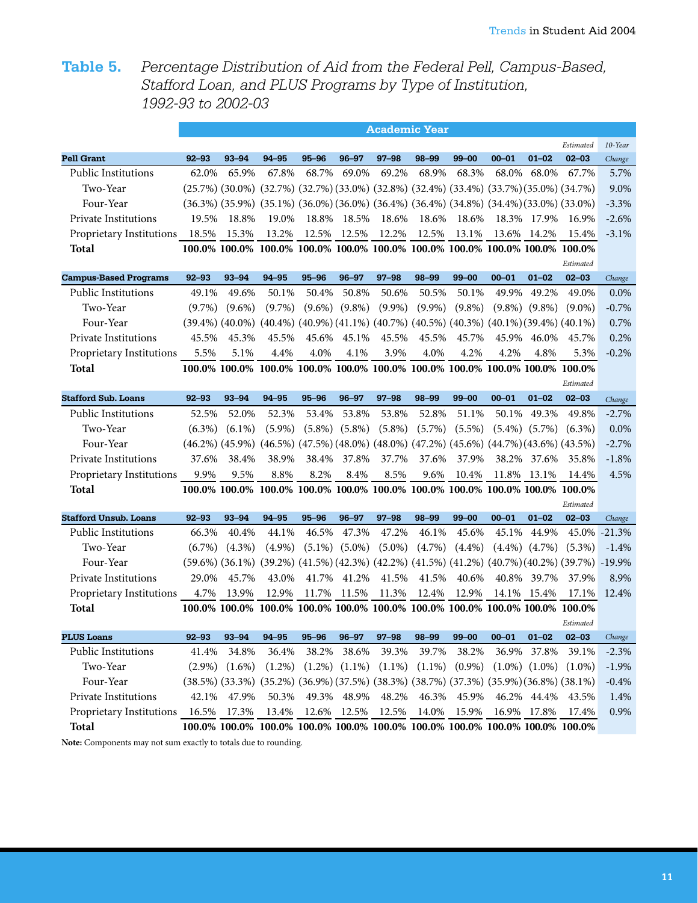## Table 5. *Percentage Distribution of Aid from the Federal Pell, Campus-Based, Stafford Loan, and PLUS Programs by Type of Institution, 1992-93 to 2002-03*

| | Academic Year | | | | | | | | | | | |
|---|---|---|---|---|---|---|---|---|---|---|---|---|
| | | | | | | | | | | | *Estimated* | *10-Year* |
| **Pell Grant** | **92–93** | **93–94** | **94–95** | **95–96** | **96–97** | **97–98** | **98–99** | **99–00** | **00–01** | **01–02** | **02–03** | *Change* |
| Public Institutions | 62.0% | 65.9% | 67.8% | 68.7% | 69.0% | 69.2% | 68.9% | 68.3% | 68.0% | 68.0% | 67.7% | 5.7% |
| Two-Year | (25.7%) | (30.0%) | (32.7%) | (32.7%) | (33.0%) | (32.8%) | (32.4%) | (33.4%) | (33.7%) | (35.0%) | (34.7%) | 9.0% |
| Four-Year | (36.3%) | (35.9%) | (35.1%) | (36.0%) | (36.0%) | (36.4%) | (36.4%) | (34.8%) | (34.4%) | (33.0%) | (33.0%) | -3.3% |
| Private Institutions | 19.5% | 18.8% | 19.0% | 18.8% | 18.5% | 18.6% | 18.6% | 18.6% | 18.3% | 17.9% | 16.9% | -2.6% |
| Proprietary Institutions | 18.5% | 15.3% | 13.2% | 12.5% | 12.5% | 12.2% | 12.5% | 13.1% | 13.6% | 14.2% | 15.4% | -3.1% |
| **Total** | **100.0%** | **100.0%** | **100.0%** | **100.0%** | **100.0%** | **100.0%** | **100.0%** | **100.0%** | **100.0%** | **100.0%** | **100.0%** | |
| | | | | | | | | | | | *Estimated* | |
| **Campus-Based Programs** | **92–93** | **93–94** | **94–95** | **95–96** | **96–97** | **97–98** | **98–99** | **99–00** | **00–01** | **01–02** | **02–03** | *Change* |
| Public Institutions | 49.1% | 49.6% | 50.1% | 50.4% | 50.8% | 50.6% | 50.5% | 50.1% | 49.9% | 49.2% | 49.0% | 0.0% |
| Two-Year | (9.7%) | (9.6%) | (9.7%) | (9.6%) | (9.8%) | (9.9%) | (9.9%) | (9.8%) | (9.8%) | (9.8%) | (9.0%) | -0.7% |
| Four-Year | (39.4%) | (40.0%) | (40.4%) | (40.9%) | (41.1%) | (40.7%) | (40.5%) | (40.3%) | (40.1%) | (39.4%) | (40.1%) | 0.7% |
| Private Institutions | 45.5% | 45.3% | 45.5% | 45.6% | 45.1% | 45.5% | 45.5% | 45.7% | 45.9% | 46.0% | 45.7% | 0.2% |
| Proprietary Institutions | 5.5% | 5.1% | 4.4% | 4.0% | 4.1% | 3.9% | 4.0% | 4.2% | 4.2% | 4.8% | 5.3% | -0.2% |
| **Total** | **100.0%** | **100.0%** | **100.0%** | **100.0%** | **100.0%** | **100.0%** | **100.0%** | **100.0%** | **100.0%** | **100.0%** | **100.0%** | |
| | | | | | | | | | | | *Estimated* | |
| **Stafford Sub. Loans** | **92–93** | **93–94** | **94–95** | **95–96** | **96–97** | **97–98** | **98–99** | **99–00** | **00–01** | **01–02** | **02–03** | *Change* |
| Public Institutions | 52.5% | 52.0% | 52.3% | 53.4% | 53.8% | 53.8% | 52.8% | 51.1% | 50.1% | 49.3% | 49.8% | -2.7% |
| Two-Year | (6.3%) | (6.1%) | (5.9%) | (5.8%) | (5.8%) | (5.8%) | (5.7%) | (5.5%) | (5.4%) | (5.7%) | (6.3%) | 0.0% |
| Four-Year | (46.2%) | (45.9%) | (46.5%) | (47.5%) | (48.0%) | (48.0%) | (47.2%) | (45.6%) | (44.7%) | (43.6%) | (43.5%) | -2.7% |
| Private Institutions | 37.6% | 38.4% | 38.9% | 38.4% | 37.8% | 37.7% | 37.6% | 37.9% | 38.2% | 37.6% | 35.8% | -1.8% |
| Proprietary Institutions | 9.9% | 9.5% | 8.8% | 8.2% | 8.4% | 8.5% | 9.6% | 10.4% | 11.8% | 13.1% | 14.4% | 4.5% |
| **Total** | **100.0%** | **100.0%** | **100.0%** | **100.0%** | **100.0%** | **100.0%** | **100.0%** | **100.0%** | **100.0%** | **100.0%** | **100.0%** | |
| | | | | | | | | | | | *Estimated* | |
| **Stafford Unsub. Loans** | **92–93** | **93–94** | **94–95** | **95–96** | **96–97** | **97–98** | **98–99** | **99–00** | **00–01** | **01–02** | **02–03** | *Change* |
| Public Institutions | 66.3% | 40.4% | 44.1% | 46.5% | 47.3% | 47.2% | 46.1% | 45.6% | 45.1% | 44.9% | 45.0% | -21.3% |
| Two-Year | (6.7%) | (4.3%) | (4.9%) | (5.1%) | (5.0%) | (5.0%) | (4.7%) | (4.4%) | (4.4%) | (4.7%) | (5.3%) | -1.4% |
| Four-Year | (59.6%) | (36.1%) | (39.2%) | (41.5%) | (42.3%) | (42.2%) | (41.5%) | (41.2%) | (40.7%) | (40.2%) | (39.7%) | -19.9% |
| Private Institutions | 29.0% | 45.7% | 43.0% | 41.7% | 41.2% | 41.5% | 41.5% | 40.6% | 40.8% | 39.7% | 37.9% | 8.9% |
| Proprietary Institutions | 4.7% | 13.9% | 12.9% | 11.7% | 11.5% | 11.3% | 12.4% | 12.9% | 14.1% | 15.4% | 17.1% | 12.4% |
| **Total** | **100.0%** | **100.0%** | **100.0%** | **100.0%** | **100.0%** | **100.0%** | **100.0%** | **100.0%** | **100.0%** | **100.0%** | **100.0%** | |
| | | | | | | | | | | | *Estimated* | |
| **PLUS Loans** | **92–93** | **93–94** | **94–95** | **95–96** | **96–97** | **97–98** | **98–99** | **99–00** | **00–01** | **01–02** | **02–03** | *Change* |
| Public Institutions | 41.4% | 34.8% | 36.4% | 38.2% | 38.6% | 39.3% | 39.7% | 38.2% | 36.9% | 37.8% | 39.1% | -2.3% |
| Two-Year | (2.9%) | (1.6%) | (1.2%) | (1.2%) | (1.1%) | (1.1%) | (1.1%) | (0.9%) | (1.0%) | (1.0%) | (1.0%) | -1.9% |
| Four-Year | (38.5%) | (33.3%) | (35.2%) | (36.9%) | (37.5%) | (38.3%) | (38.7%) | (37.3%) | (35.9%) | (36.8%) | (38.1%) | -0.4% |
| Private Institutions | 42.1% | 47.9% | 50.3% | 49.3% | 48.9% | 48.2% | 46.3% | 45.9% | 46.2% | 44.4% | 43.5% | 1.4% |
| Proprietary Institutions | 16.5% | 17.3% | 13.4% | 12.6% | 12.5% | 12.5% | 14.0% | 15.9% | 16.9% | 17.8% | 17.4% | 0.9% |
| **Total** | **100.0%** | **100.0%** | **100.0%** | **100.0%** | **100.0%** | **100.0%** | **100.0%** | **100.0%** | **100.0%** | **100.0%** | **100.0%** | |

**Note:** Components may not sum exactly to totals due to rounding.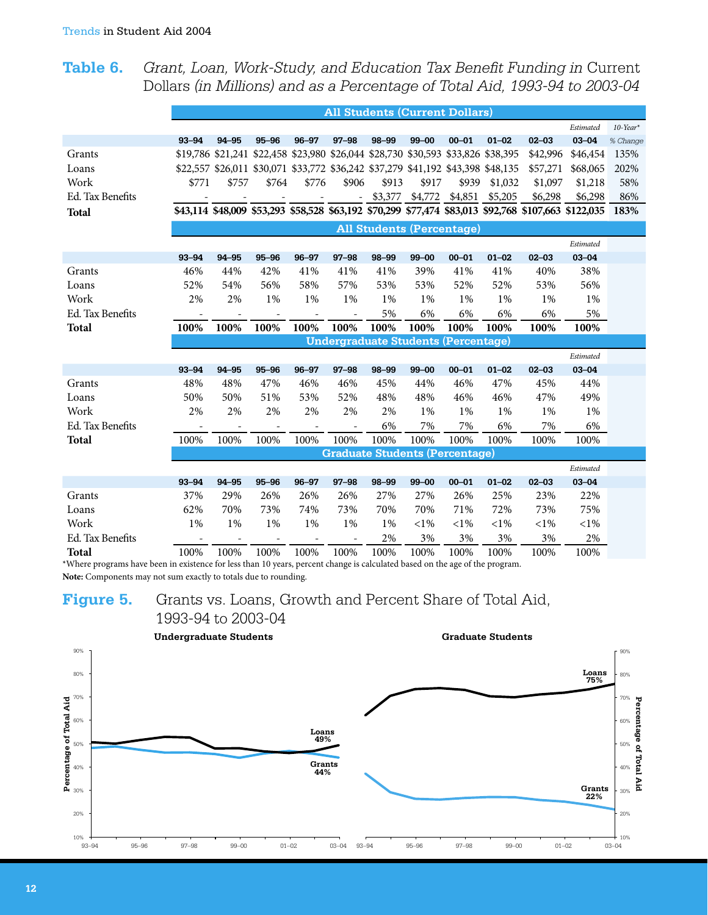## Table 6. *Grant, Loan, Work-Study, and Education Tax Benefit Funding in* Current Dollars *(in Millions) and as a Percentage of Total Aid, 1993-94 to 2003-04*

| All Students (Current Dollars) | | | | | | | | | | | | |
|---|---|---|---|---|---|---|---|---|---|---|---|---|
| | 93–94 | 94–95 | 95–96 | 96–97 | 97–98 | 98–99 | 99–00 | 00–01 | 01–02 | 02–03 | Estimated 03–04 | 10-Year* % Change |
| Grants | $19,786 | $21,241 | $22,458 | $23,980 | $26,044 | $28,730 | $30,593 | $33,826 | $38,395 | $42,996 | $46,454 | 135% |
| Loans | $22,557 | $26,011 | $30,071 | $33,772 | $36,242 | $37,279 | $41,192 | $43,398 | $48,135 | $57,271 | $68,065 | 202% |
| Work | $771 | $757 | $764 | $776 | $906 | $913 | $917 | $939 | $1,032 | $1,097 | $1,218 | 58% |
| Ed. Tax Benefits | - | - | - | - | - | $3,377 | $4,772 | $4,851 | $5,205 | $6,298 | $6,298 | 86% |
| **Total** | **$43,114** | **$48,009** | **$53,293** | **$58,528** | **$63,192** | **$70,299** | **$77,474** | **$83,013** | **$92,768** | **$107,663** | **$122,035** | **183%** |

| All Students (Percentage) | | | | | | | | | | | |
|---|---|---|---|---|---|---|---|---|---|---|---|
| | 93–94 | 94–95 | 95–96 | 96–97 | 97–98 | 98–99 | 99–00 | 00–01 | 01–02 | 02–03 | Estimated 03–04 |
| Grants | 46% | 44% | 42% | 41% | 41% | 41% | 39% | 41% | 41% | 40% | 38% |
| Loans | 52% | 54% | 56% | 58% | 57% | 53% | 53% | 52% | 52% | 53% | 56% |
| Work | 2% | 2% | 1% | 1% | 1% | 1% | 1% | 1% | 1% | 1% | 1% |
| Ed. Tax Benefits | - | - | - | - | - | 5% | 6% | 6% | 6% | 6% | 5% |
| **Total** | **100%** | **100%** | **100%** | **100%** | **100%** | **100%** | **100%** | **100%** | **100%** | **100%** | **100%** |

| Undergraduate Students (Percentage) | | | | | | | | | | | |
|---|---|---|---|---|---|---|---|---|---|---|---|
| | 93–94 | 94–95 | 95–96 | 96–97 | 97–98 | 98–99 | 99–00 | 00–01 | 01–02 | 02–03 | Estimated 03–04 |
| Grants | 48% | 48% | 47% | 46% | 46% | 45% | 44% | 46% | 47% | 45% | 44% |
| Loans | 50% | 50% | 51% | 53% | 52% | 48% | 48% | 46% | 46% | 47% | 49% |
| Work | 2% | 2% | 2% | 2% | 2% | 2% | 1% | 1% | 1% | 1% | 1% |
| Ed. Tax Benefits | - | - | - | - | - | 6% | 7% | 7% | 6% | 7% | 6% |
| **Total** | 100% | 100% | 100% | 100% | 100% | 100% | 100% | 100% | 100% | 100% | 100% |

| Graduate Students (Percentage) | | | | | | | | | | | |
|---|---|---|---|---|---|---|---|---|---|---|---|
| | 93–94 | 94–95 | 95–96 | 96–97 | 97–98 | 98–99 | 99–00 | 00–01 | 01–02 | 02–03 | Estimated 03–04 |
| Grants | 37% | 29% | 26% | 26% | 26% | 27% | 27% | 26% | 25% | 23% | 22% |
| Loans | 62% | 70% | 73% | 74% | 73% | 70% | 70% | 71% | 72% | 73% | 75% |
| Work | 1% | 1% | 1% | 1% | 1% | 1% | <1% | <1% | <1% | <1% | <1% |
| Ed. Tax Benefits | - | - | - | - | - | 2% | 3% | 3% | 3% | 3% | 2% |
| **Total** | 100% | 100% | 100% | 100% | 100% | 100% | 100% | 100% | 100% | 100% | 100% |

*Where programs have been in existence for less than 10 years, percent change is calculated based on the age of the program.

**Note:** Components may not sum exactly to totals due to rounding.

## Figure 5. Grants vs. Loans, Growth and Percent Share of Total Aid, 1993-94 to 2003-04

**Undergraduate Students** | **Graduate Students**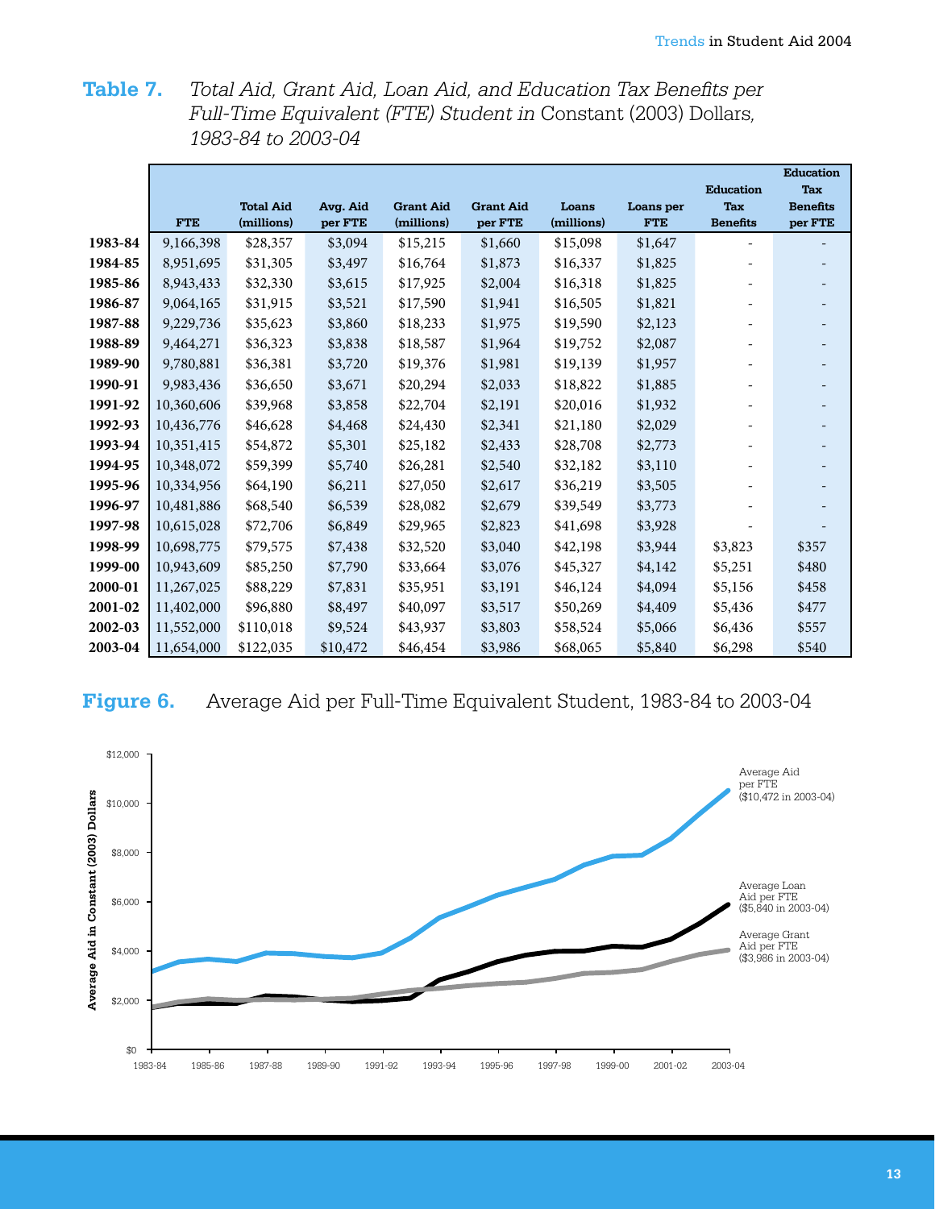**Table 7.** *Total Aid, Grant Aid, Loan Aid, and Education Tax Benefits per Full-Time Equivalent (FTE) Student in* Constant (2003) Dollars, *1983-84 to 2003-04*

| | FTE | Total Aid (millions) | Avg. Aid per FTE | Grant Aid (millions) | Grant Aid per FTE | Loans (millions) | Loans per FTE | Education Tax Benefits | Education Tax Benefits per FTE |
|---|---|---|---|---|---|---|---|---|---|
| **1983-84** | 9,166,398 | $28,357 | $3,094 | $15,215 | $1,660 | $15,098 | $1,647 | - | - |
| **1984-85** | 8,951,695 | $31,305 | $3,497 | $16,764 | $1,873 | $16,337 | $1,825 | - | - |
| **1985-86** | 8,943,433 | $32,330 | $3,615 | $17,925 | $2,004 | $16,318 | $1,825 | - | - |
| **1986-87** | 9,064,165 | $31,915 | $3,521 | $17,590 | $1,941 | $16,505 | $1,821 | - | - |
| **1987-88** | 9,229,736 | $35,623 | $3,860 | $18,233 | $1,975 | $19,590 | $2,123 | - | - |
| **1988-89** | 9,464,271 | $36,323 | $3,838 | $18,587 | $1,964 | $19,752 | $2,087 | - | - |
| **1989-90** | 9,780,881 | $36,381 | $3,720 | $19,376 | $1,981 | $19,139 | $1,957 | - | - |
| **1990-91** | 9,983,436 | $36,650 | $3,671 | $20,294 | $2,033 | $18,822 | $1,885 | - | - |
| **1991-92** | 10,360,606 | $39,968 | $3,858 | $22,704 | $2,191 | $20,016 | $1,932 | - | - |
| **1992-93** | 10,436,776 | $46,628 | $4,468 | $24,430 | $2,341 | $21,180 | $2,029 | - | - |
| **1993-94** | 10,351,415 | $54,872 | $5,301 | $25,182 | $2,433 | $28,708 | $2,773 | - | - |
| **1994-95** | 10,348,072 | $59,399 | $5,740 | $26,281 | $2,540 | $32,182 | $3,110 | - | - |
| **1995-96** | 10,334,956 | $64,190 | $6,211 | $27,050 | $2,617 | $36,219 | $3,505 | - | - |
| **1996-97** | 10,481,886 | $68,540 | $6,539 | $28,082 | $2,679 | $39,549 | $3,773 | - | - |
| **1997-98** | 10,615,028 | $72,706 | $6,849 | $29,965 | $2,823 | $41,698 | $3,928 | - | - |
| **1998-99** | 10,698,775 | $79,575 | $7,438 | $32,520 | $3,040 | $42,198 | $3,944 | $3,823 | $357 |
| **1999-00** | 10,943,609 | $85,250 | $7,790 | $33,664 | $3,076 | $45,327 | $4,142 | $5,251 | $480 |
| **2000-01** | 11,267,025 | $88,229 | $7,831 | $35,951 | $3,191 | $46,124 | $4,094 | $5,156 | $458 |
| **2001-02** | 11,402,000 | $96,880 | $8,497 | $40,097 | $3,517 | $50,269 | $4,409 | $5,436 | $477 |
| **2002-03** | 11,552,000 | $110,018 | $9,524 | $43,937 | $3,803 | $58,524 | $5,066 | $6,436 | $557 |
| **2003-04** | 11,654,000 | $122,035 | $10,472 | $46,454 | $3,986 | $68,065 | $5,840 | $6,298 | $540 |

**Figure 6.** Average Aid per Full-Time Equivalent Student, 1983-84 to 2003-04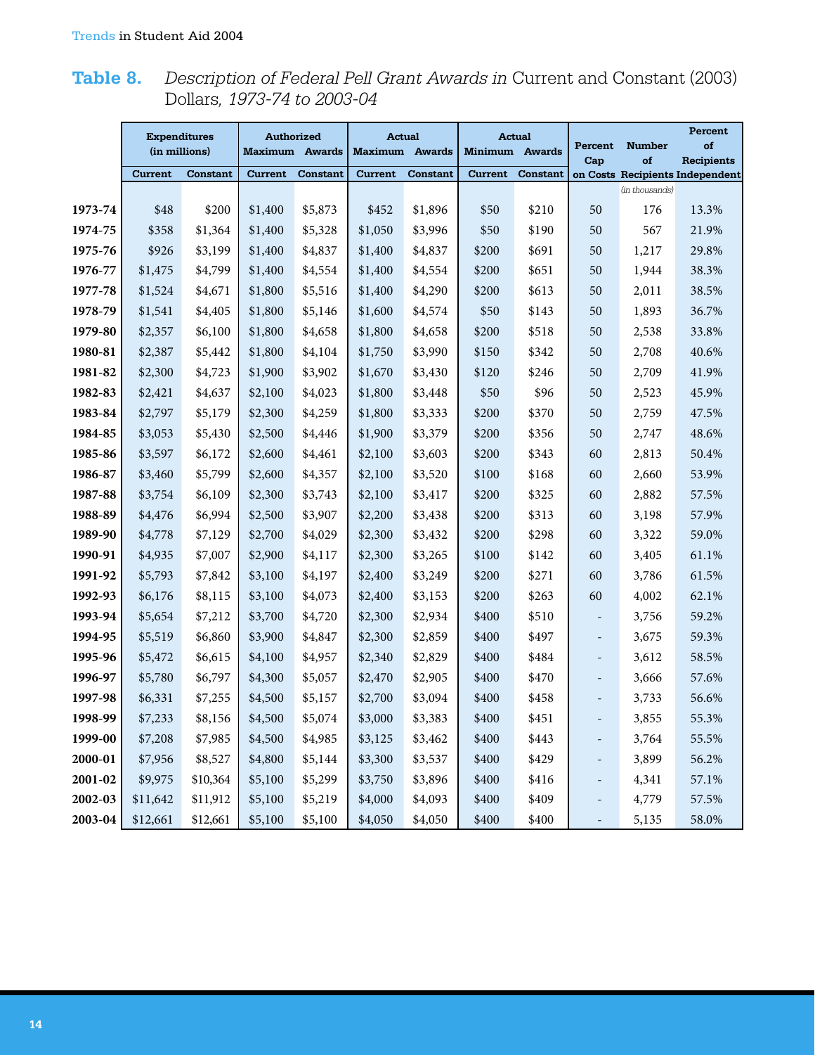**Table 8.** *Description of Federal Pell Grant Awards in* Current and Constant (2003) Dollars*, 1973-74 to 2003-04*

| | Expenditures (in millions) | | Authorized Maximum Awards | | Actual Maximum Awards | | Actual Minimum Awards | | Percent Cap on Costs | Number of Recipients | Percent of Recipients Independent |
|---|---|---|---|---|---|---|---|---|---|---|---|
| | Current | Constant | Current | Constant | Current | Constant | Current | Constant | | (in thousands) | |
| 1973-74 | $48 | $200 | $1,400 | $5,873 | $452 | $1,896 | $50 | $210 | 50 | 176 | 13.3% |
| 1974-75 | $358 | $1,364 | $1,400 | $5,328 | $1,050 | $3,996 | $50 | $190 | 50 | 567 | 21.9% |
| 1975-76 | $926 | $3,199 | $1,400 | $4,837 | $1,400 | $4,837 | $200 | $691 | 50 | 1,217 | 29.8% |
| 1976-77 | $1,475 | $4,799 | $1,400 | $4,554 | $1,400 | $4,554 | $200 | $651 | 50 | 1,944 | 38.3% |
| 1977-78 | $1,524 | $4,671 | $1,800 | $5,516 | $1,400 | $4,290 | $200 | $613 | 50 | 2,011 | 38.5% |
| 1978-79 | $1,541 | $4,405 | $1,800 | $5,146 | $1,600 | $4,574 | $50 | $143 | 50 | 1,893 | 36.7% |
| 1979-80 | $2,357 | $6,100 | $1,800 | $4,658 | $1,800 | $4,658 | $200 | $518 | 50 | 2,538 | 33.8% |
| 1980-81 | $2,387 | $5,442 | $1,800 | $4,104 | $1,750 | $3,990 | $150 | $342 | 50 | 2,708 | 40.6% |
| 1981-82 | $2,300 | $4,723 | $1,900 | $3,902 | $1,670 | $3,430 | $120 | $246 | 50 | 2,709 | 41.9% |
| 1982-83 | $2,421 | $4,637 | $2,100 | $4,023 | $1,800 | $3,448 | $50 | $96 | 50 | 2,523 | 45.9% |
| 1983-84 | $2,797 | $5,179 | $2,300 | $4,259 | $1,800 | $3,333 | $200 | $370 | 50 | 2,759 | 47.5% |
| 1984-85 | $3,053 | $5,430 | $2,500 | $4,446 | $1,900 | $3,379 | $200 | $356 | 50 | 2,747 | 48.6% |
| 1985-86 | $3,597 | $6,172 | $2,600 | $4,461 | $2,100 | $3,603 | $200 | $343 | 60 | 2,813 | 50.4% |
| 1986-87 | $3,460 | $5,799 | $2,600 | $4,357 | $2,100 | $3,520 | $100 | $168 | 60 | 2,660 | 53.9% |
| 1987-88 | $3,754 | $6,109 | $2,300 | $3,743 | $2,100 | $3,417 | $200 | $325 | 60 | 2,882 | 57.5% |
| 1988-89 | $4,476 | $6,994 | $2,500 | $3,907 | $2,200 | $3,438 | $200 | $313 | 60 | 3,198 | 57.9% |
| 1989-90 | $4,778 | $7,129 | $2,700 | $4,029 | $2,300 | $3,432 | $200 | $298 | 60 | 3,322 | 59.0% |
| 1990-91 | $4,935 | $7,007 | $2,900 | $4,117 | $2,300 | $3,265 | $100 | $142 | 60 | 3,405 | 61.1% |
| 1991-92 | $5,793 | $7,842 | $3,100 | $4,197 | $2,400 | $3,249 | $200 | $271 | 60 | 3,786 | 61.5% |
| 1992-93 | $6,176 | $8,115 | $3,100 | $4,073 | $2,400 | $3,153 | $200 | $263 | 60 | 4,002 | 62.1% |
| 1993-94 | $5,654 | $7,212 | $3,700 | $4,720 | $2,300 | $2,934 | $400 | $510 | - | 3,756 | 59.2% |
| 1994-95 | $5,519 | $6,860 | $3,900 | $4,847 | $2,300 | $2,859 | $400 | $497 | - | 3,675 | 59.3% |
| 1995-96 | $5,472 | $6,615 | $4,100 | $4,957 | $2,340 | $2,829 | $400 | $484 | - | 3,612 | 58.5% |
| 1996-97 | $5,780 | $6,797 | $4,300 | $5,057 | $2,470 | $2,905 | $400 | $470 | - | 3,666 | 57.6% |
| 1997-98 | $6,331 | $7,255 | $4,500 | $5,157 | $2,700 | $3,094 | $400 | $458 | - | 3,733 | 56.6% |
| 1998-99 | $7,233 | $8,156 | $4,500 | $5,074 | $3,000 | $3,383 | $400 | $451 | - | 3,855 | 55.3% |
| 1999-00 | $7,208 | $7,985 | $4,500 | $4,985 | $3,125 | $3,462 | $400 | $443 | - | 3,764 | 55.5% |
| 2000-01 | $7,956 | $8,527 | $4,800 | $5,144 | $3,300 | $3,537 | $400 | $429 | - | 3,899 | 56.2% |
| 2001-02 | $9,975 | $10,364 | $5,100 | $5,299 | $3,750 | $3,896 | $400 | $416 | - | 4,341 | 57.1% |
| 2002-03 | $11,642 | $11,912 | $5,100 | $5,219 | $4,000 | $4,093 | $400 | $409 | - | 4,779 | 57.5% |
| 2003-04 | $12,661 | $12,661 | $5,100 | $5,100 | $4,050 | $4,050 | $400 | $400 | - | 5,135 | 58.0% |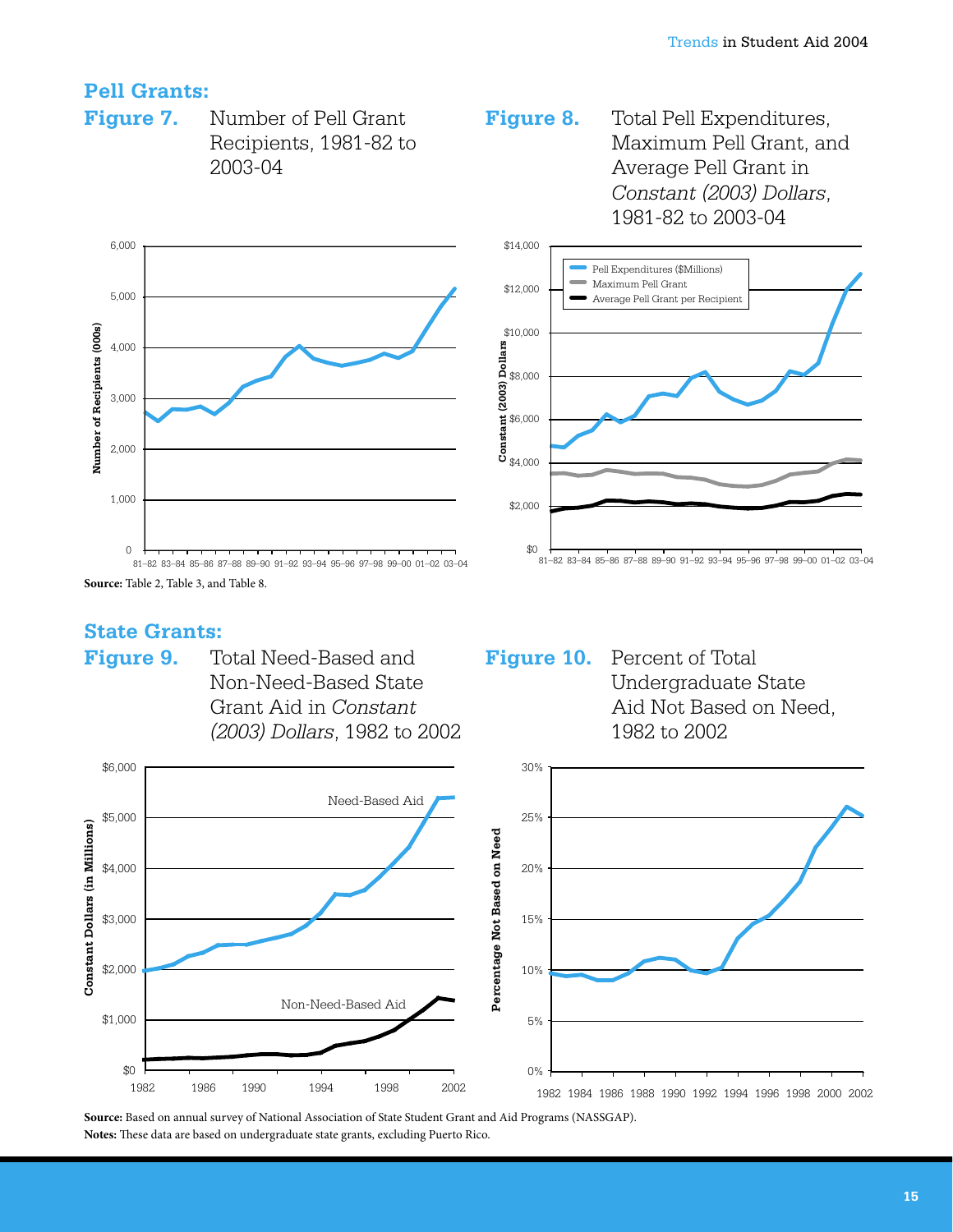## Pell Grants:

**Figure 7.** Number of Pell Grant Recipients, 1981-82 to 2003-04

**Figure 8.** Total Pell Expenditures, Maximum Pell Grant, and Average Pell Grant in *Constant (2003) Dollars*, 1981-82 to 2003-04

**Source:** Table 2, Table 3, and Table 8.

## State Grants:

**Figure 9.** Total Need-Based and Non-Need-Based State Grant Aid in *Constant (2003) Dollars*, 1982 to 2002

**Figure 10.** Percent of Total Undergraduate State Aid Not Based on Need, 1982 to 2002

**Source:** Based on annual survey of National Association of State Student Grant and Aid Programs (NASSGAP).

**Notes:** These data are based on undergraduate state grants, excluding Puerto Rico.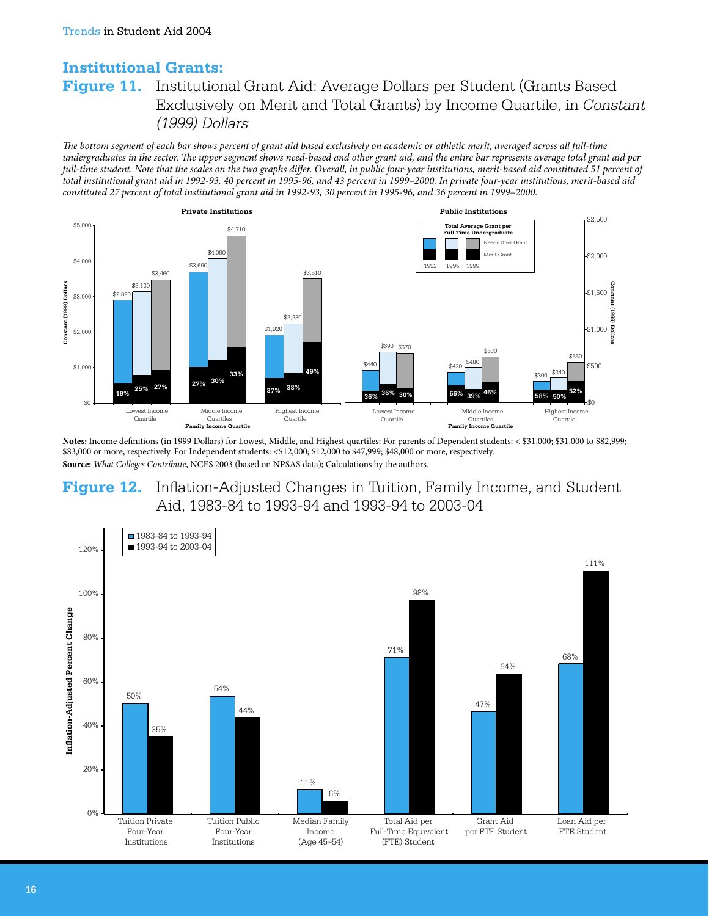## Institutional Grants:

### Figure 11. Institutional Grant Aid: Average Dollars per Student (Grants Based Exclusively on Merit and Total Grants) by Income Quartile, in *Constant (1999) Dollars*

*The bottom segment of each bar shows percent of grant aid based exclusively on academic or athletic merit, averaged across all full-time undergraduates in the sector. The upper segment shows need-based and other grant aid, and the entire bar represents average total grant aid per full-time student. Note that the scales on the two graphs differ. Overall, in public four-year institutions, merit-based aid constituted 51 percent of total institutional grant aid in 1992-93, 40 percent in 1995-96, and 43 percent in 1999–2000. In private four-year institutions, merit-based aid constituted 27 percent of total institutional grant aid in 1992-93, 30 percent in 1995-96, and 36 percent in 1999–2000.*

| Sector | Family Income Quartile | Year | Total Average Grant per Full-Time Undergraduate | Merit Grant (% of total) |
|---|---|---|---|---|
| Private Institutions | Lowest Income Quartile | 1992 | $2,890 | 19% |
| | | 1995 | $3,130 | 25% |
| | | 1999 | $3,460 | 27% |
| | Middle Income Quartiles | 1992 | $3,690 | 27% |
| | | 1995 | $4,060 | 30% |
| | | 1999 | $4,710 | 33% |
| | Highest Income Quartile | 1992 | $1,920 | 37% |
| | | 1995 | $2,230 | 38% |
| | | 1999 | $3,510 | 49% |
| Public Institutions | Lowest Income Quartile | 1992 | $440 | 36% |
| | | 1995 | $690 | 36% |
| | | 1999 | $670 | 30% |
| | Middle Income Quartiles | 1992 | $420 | 56% |
| | | 1995 | $480 | 39% |
| | | 1999 | $630 | 46% |
| | Highest Income Quartile | 1992 | $300 | 58% |
| | | 1995 | $340 | 50% |
| | | 1999 | $560 | 52% |

**Notes:** Income definitions (in 1999 Dollars) for Lowest, Middle, and Highest quartiles: For parents of Dependent students: < $31,000; $31,000 to $82,999; $83,000 or more, respectively. For Independent students: <$12,000; $12,000 to $47,999; $48,000 or more, respectively.

**Source:** *What Colleges Contribute*, NCES 2003 (based on NPSAS data); Calculations by the authors.

### Figure 12. Inflation-Adjusted Changes in Tuition, Family Income, and Student Aid, 1983-84 to 1993-94 and 1993-94 to 2003-04

| Inflation-Adjusted Percent Change | 1983-84 to 1993-94 | 1993-94 to 2003-04 |
|---|---|---|
| Tuition Private Four-Year Institutions | 50% | 35% |
| Tuition Public Four-Year Institutions | 54% | 44% |
| Median Family Income (Age 45–54) | 11% | 6% |
| Total Aid per Full-Time Equivalent (FTE) Student | 71% | 98% |
| Grant Aid per FTE Student | 47% | 64% |
| Loan Aid per FTE Student | 68% | 111% |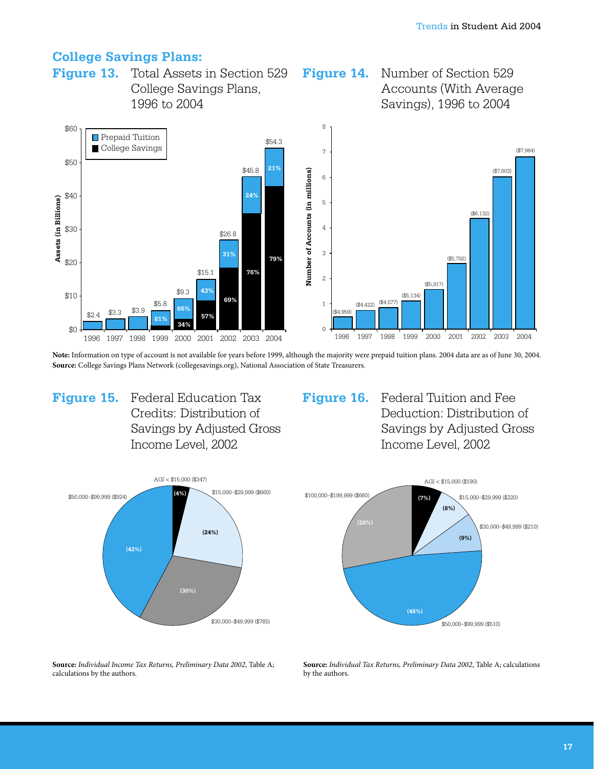## College Savings Plans:

**Figure 13.** Total Assets in Section 529 College Savings Plans, 1996 to 2004

| Year | Total Assets (in Billions) | Prepaid Tuition | College Savings |
|---|---|---|---|
| 1996 | $2.4 | | |
| 1997 | $3.3 | | |
| 1998 | $3.9 | | |
| 1999 | $5.8 | 81% | |
| 2000 | $9.3 | 66% | 34% |
| 2001 | $15.1 | 43% | 57% |
| 2002 | $26.8 | 31% | 69% |
| 2003 | $45.8 | 24% | 76% |
| 2004 | $54.3 | 21% | 79% |

**Figure 14.** Number of Section 529 Accounts (With Average Savings), 1996 to 2004

| Year | Average Savings |
|---|---|
| 1996 | ($4,959) |
| 1997 | ($4,422) |
| 1998 | ($4,577) |
| 1999 | ($5,134) |
| 2000 | ($5,917) |
| 2001 | ($5,792) |
| 2002 | ($6,132) |
| 2003 | ($7,603) |
| 2004 | ($7,964) |

**Note:** Information on type of account is not available for years before 1999, although the majority were prepaid tuition plans. 2004 data are as of June 30, 2004.
**Source:** College Savings Plans Network (collegesavings.org), National Association of State Treasurers.

**Figure 15.** Federal Education Tax Credits: Distribution of Savings by Adjusted Gross Income Level, 2002

| AGI Level | Average Savings | Share |
|---|---|---|
| AGI < $15,000 | ($347) | (4%) |
| $15,000–$29,999 | ($660) | (24%) |
| $30,000–$49,999 | ($785) | (30%) |
| $50,000–$99,999 | ($924) | (42%) |

**Source:** *Individual Income Tax Returns, Preliminary Data 2002*, Table A; calculations by the authors.

**Figure 16.** Federal Tuition and Fee Deduction: Distribution of Savings by Adjusted Gross Income Level, 2002

| AGI Level | Average Savings | Share |
|---|---|---|
| AGI < $15,000 | ($190) | (7%) |
| $15,000–$29,999 | ($220) | (8%) |
| $30,000–$49,999 | ($210) | (9%) |
| $50,000–$99,999 | ($510) | (48%) |
| $100,000–$199,999 | ($660) | (28%) |

**Source:** *Individual Tax Returns, Preliminary Data 2002*, Table A; calculations by the authors.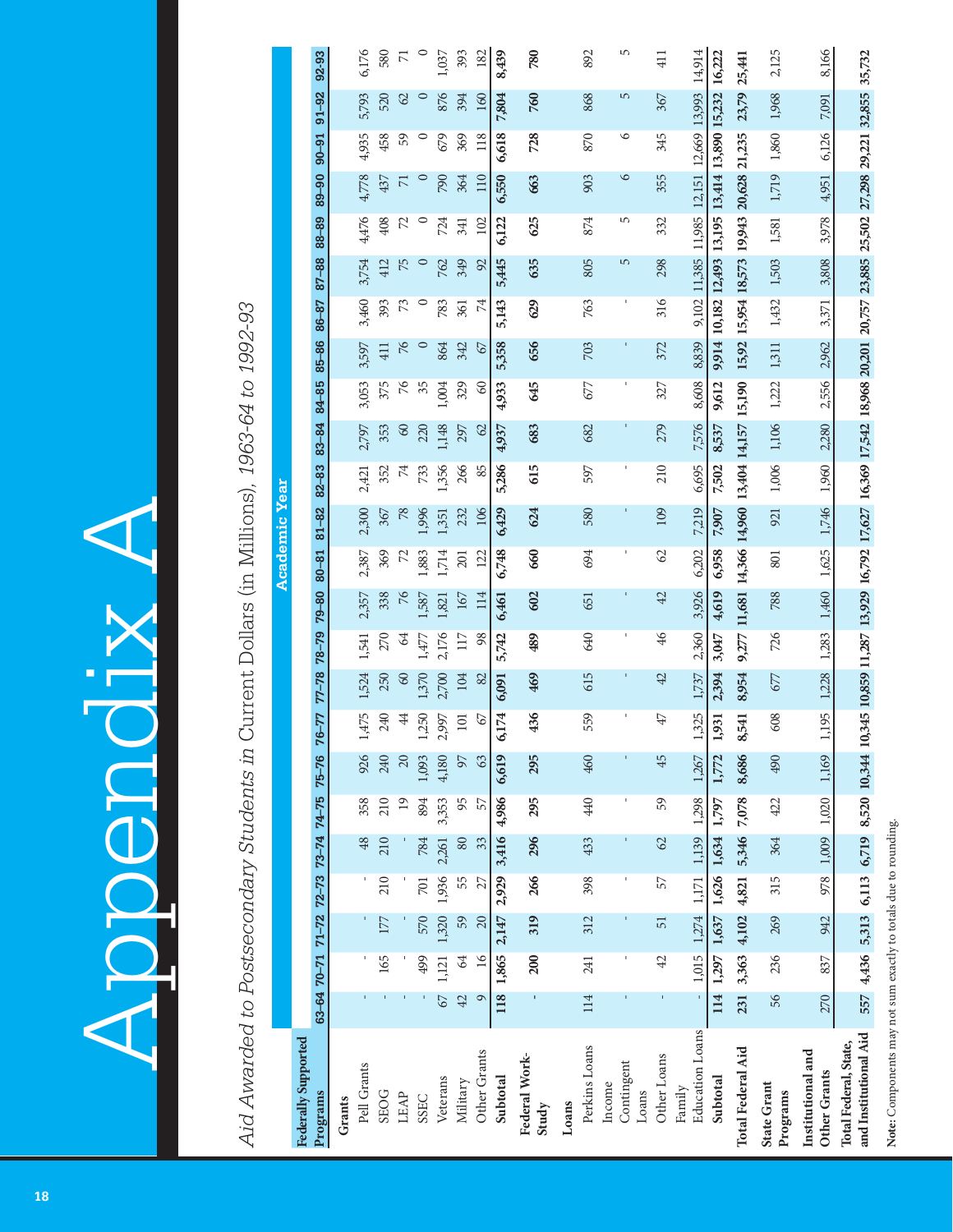# Appendix A

*Aid Awarded to Postsecondary Students in* Current Dollars (in Millions), *1963-64 to 1992-93*

| Federally Supported Programs | Academic Year | | | | | | | | | | | | | | | | | | | | | | | | | | | | | |
|---|---|---|---|---|---|---|---|---|---|---|---|---|---|---|---|---|---|---|---|---|---|---|---|---|---|---|---|---|---|---|
| | 63-64 | 70-71 | 71-72 | 72-73 | 73-74 | 74-75 | 75-76 | 76-77 | 77-78 | 78-79 | 79-80 | 80-81 | 81-82 | 82-83 | 83-84 | 84-85 | 85-86 | 86-87 | 87-88 | 88-89 | 89-90 | 90-91 | 91-92 | 92-93 |
| **Grants** | | | | | | | | | | | | | | | | | | | | | | | | |
| Pell Grants | - | - | - | - | 48 | 358 | 926 | 1,475 | 1,524 | 1,541 | 2,357 | 2,387 | 2,300 | 2,421 | 2,797 | 3,053 | 3,597 | 3,460 | 3,754 | 4,476 | 4,778 | 4,935 | 5,793 | 6,176 |
| SEOG | - | 165 | 177 | 210 | 210 | 210 | 240 | 240 | 250 | 270 | 338 | 369 | 367 | 352 | 353 | 375 | 411 | 393 | 412 | 408 | 437 | 458 | 520 | 580 |
| LEAP | - | - | - | - | - | 19 | 20 | 44 | 60 | 64 | 76 | 72 | 78 | 74 | 60 | 76 | 76 | 73 | 75 | 72 | 71 | 59 | 62 | 71 |
| SSEC | - | 499 | 570 | 701 | 784 | 894 | 1,093 | 1,250 | 1,370 | 1,477 | 1,587 | 1,883 | 1,996 | 733 | 220 | 35 | 0 | 0 | 0 | 0 | 0 | 0 | 0 | 0 |
| Veterans | 67 | 1,121 | 1,320 | 1,936 | 2,261 | 3,353 | 4,180 | 2,997 | 2,700 | 2,176 | 1,821 | 1,714 | 1,351 | 1,356 | 1,148 | 1,004 | 864 | 783 | 762 | 724 | 790 | 679 | 876 | 1,037 |
| Military | 42 | 64 | 59 | 55 | 80 | 95 | 97 | 101 | 104 | 117 | 167 | 201 | 232 | 266 | 297 | 329 | 342 | 361 | 349 | 341 | 364 | 369 | 394 | 393 |
| Other Grants | 9 | 16 | 20 | 27 | 33 | 57 | 63 | 67 | 82 | 98 | 114 | 122 | 106 | 85 | 62 | 60 | 67 | 74 | 92 | 102 | 110 | 118 | 160 | 182 |
| **Subtotal** | **118** | **1,865** | **2,147** | **2,929** | **3,416** | **4,986** | **6,619** | **6,174** | **6,091** | **5,742** | **6,461** | **6,748** | **6,429** | **5,286** | **4,937** | **4,933** | **5,358** | **5,143** | **5,445** | **6,122** | **6,550** | **6,618** | **7,804** | **8,439** |
| **Federal Work-Study** | - | **200** | **319** | **266** | **296** | **295** | **295** | **436** | **469** | **489** | **602** | **660** | **624** | **615** | **683** | **645** | **656** | **629** | **635** | **625** | **663** | **728** | **760** | **780** |
| **Loans** | | | | | | | | | | | | | | | | | | | | | | | | |
| Perkins Loans | 114 | 241 | 312 | 398 | 433 | 440 | 460 | 559 | 615 | 640 | 651 | 694 | 580 | 597 | 682 | 677 | 703 | 763 | 805 | 874 | 903 | 870 | 868 | 892 |
| Income Contingent Loans | - | - | - | - | - | - | - | - | - | - | - | - | - | - | - | - | - | - | 5 | 5 | 6 | 6 | 5 | 5 |
| Other Loans | - | 42 | 51 | 57 | 62 | 59 | 45 | 47 | 42 | 46 | 42 | 62 | 109 | 210 | 279 | 327 | 372 | 316 | 298 | 332 | 355 | 345 | 367 | 411 |
| Family Education Loans | - | 1,015 | 1,274 | 1,171 | 1,139 | 1,298 | 1,267 | 1,325 | 1,737 | 2,360 | 3,926 | 6,202 | 7,219 | 6,695 | 7,576 | 8,608 | 8,839 | 9,102 | 11,385 | 11,985 | 12,151 | 12,669 | 13,993 | 14,914 |
| **Subtotal** | **114** | **1,297** | **1,637** | **1,626** | **1,634** | **1,797** | **1,772** | **1,931** | **2,394** | **3,047** | **4,619** | **6,958** | **7,907** | **7,502** | **8,537** | **9,612** | **9,914** | **10,182** | **12,493** | **13,195** | **13,414** | **13,890** | **15,232** | **16,222** |
| **Total Federal Aid** | **231** | **3,363** | **4,102** | **4,821** | **5,346** | **7,078** | **8,686** | **8,541** | **8,954** | **9,277** | **11,681** | **14,366** | **14,960** | **13,404** | **14,157** | **15,190** | **15,92** | **15,954** | **18,573** | **19,943** | **20,628** | **21,235** | **23,79** | **25,441** |
| **State Grant Programs** | 56 | 236 | 269 | 315 | 364 | 422 | 490 | 608 | 677 | 726 | 788 | 801 | 921 | 1,006 | 1,106 | 1,222 | 1,311 | 1,432 | 1,503 | 1,581 | 1,719 | 1,860 | 1,968 | 2,125 |
| **Institutional and Other Grants** | 270 | 837 | 942 | 978 | 1,009 | 1,020 | 1,169 | 1,195 | 1,228 | 1,283 | 1,460 | 1,625 | 1,746 | 1,960 | 2,280 | 2,556 | 2,962 | 3,371 | 3,808 | 3,978 | 4,951 | 6,126 | 7,091 | 8,166 |
| **Total Federal, State, and Institutional Aid** | **557** | **4,436** | **5,313** | **6,113** | **6,719** | **8,520** | **10,344** | **10,345** | **10,859** | **11,287** | **13,929** | **16,792** | **17,627** | **16,369** | **17,542** | **18,968** | **20,201** | **20,757** | **23,885** | **25,502** | **27,298** | **29,221** | **32,855** | **35,732** |

**Note:** Components may not sum exactly to totals due to rounding.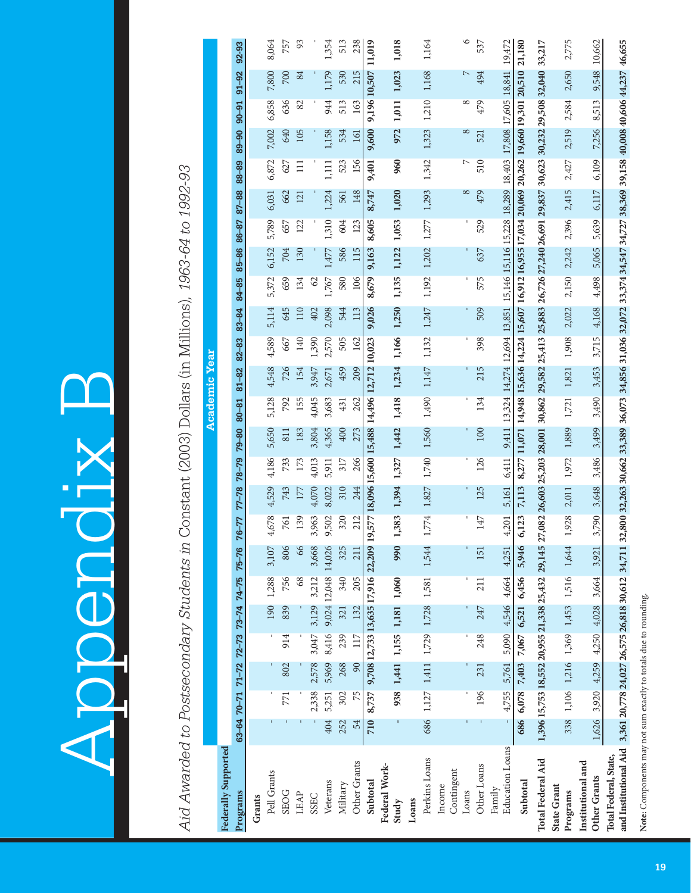# Appendix B

*Aid Awarded to Postsecondary Students in* Constant (2003) Dollars (in Millions), *1963-64 to 1992-93*

| Federally Supported Programs | Academic Year | | | | | | | | | | | | | | | | | | | | | | | |
|---|---|---|---|---|---|---|---|---|---|---|---|---|---|---|---|---|---|---|---|---|---|---|---|---|
| | 63-64 | 70-71 | 71-72 | 72-73 | 73-74 | 74-75 | 75-76 | 76-77 | 77-78 | 78-79 | 79-80 | 80-81 | 81-82 | 82-83 | 83-84 | 84-85 | 85-86 | 86-87 | 87-88 | 88-89 | 89-90 | 90-91 | 91-92 | 92-93 |
| **Grants** | | | | | | | | | | | | | | | | | | | | | | | | |
| Pell Grants | - | - | - | - | 190 | 1,288 | 3,107 | 4,678 | 4,529 | 4,186 | 5,650 | 5,128 | 4,548 | 4,589 | 5,114 | 5,372 | 6,152 | 5,789 | 6,031 | 6,872 | 7,002 | 6,858 | 7,800 | 8,064 |
| SEOG | - | 771 | 802 | 914 | 839 | 756 | 806 | 761 | 743 | 733 | 811 | 792 | 726 | 667 | 645 | 659 | 704 | 657 | 662 | 627 | 640 | 636 | 700 | 757 |
| LEAP | - | - | - | - | - | 68 | 66 | 139 | 177 | 173 | 183 | 155 | 154 | 140 | 110 | 134 | 130 | 122 | 121 | 111 | 105 | 82 | 84 | 93 |
| SSEC | - | 2,338 | 2,578 | 3,047 | 3,129 | 3,212 | 3,668 | 3,963 | 4,070 | 4,013 | 3,804 | 4,045 | 3,947 | 1,390 | 402 | 62 | - | - | - | - | - | - | - | - |
| Veterans | 404 | 5,251 | 5,969 | 8,416 | 9,024 | 12,048 | 14,026 | 9,502 | 8,022 | 5,911 | 4,365 | 3,683 | 2,671 | 2,570 | 2,098 | 1,767 | 1,477 | 1,310 | 1,224 | 1,111 | 1,158 | 944 | 1,179 | 1,354 |
| Military | 252 | 302 | 268 | 239 | 321 | 340 | 325 | 320 | 310 | 317 | 400 | 431 | 459 | 505 | 544 | 580 | 586 | 604 | 561 | 523 | 534 | 513 | 530 | 513 |
| Other Grants | 54 | 75 | 90 | 117 | 132 | 205 | 211 | 212 | 244 | 266 | 273 | 262 | 209 | 162 | 113 | 106 | 115 | 123 | 148 | 156 | 161 | 163 | 215 | 238 |
| **Subtotal** | **710** | **8,737** | **9,708** | **12,733** | **13,635** | **17,916** | **22,209** | **19,577** | **18,096** | **15,600** | **15,488** | **14,496** | **12,712** | **10,023** | **9,026** | **8,679** | **9,163** | **8,605** | **8,747** | **9,401** | **9,600** | **9,196** | **10,507** | **11,019** |
| **Federal Work-Study** | **-** | **938** | **1,441** | **1,155** | **1,181** | **1,060** | **990** | **1,383** | **1,394** | **1,327** | **1,442** | **1,418** | **1,234** | **1,166** | **1,250** | **1,135** | **1,122** | **1,053** | **1,020** | **960** | **972** | **1,011** | **1,023** | **1,018** |
| **Loans** | | | | | | | | | | | | | | | | | | | | | | | | |
| Perkins Loans | 686 | 1,127 | 1,411 | 1,729 | 1,728 | 1,581 | 1,544 | 1,774 | 1,827 | 1,740 | 1,560 | 1,490 | 1,147 | 1,132 | 1,247 | 1,192 | 1,202 | 1,277 | 1,293 | 1,342 | 1,323 | 1,210 | 1,168 | 1,164 |
| Income Contingent Loans | - | - | - | - | - | - | - | - | - | - | - | - | - | - | - | - | - | - | 8 | 7 | 8 | 8 | 7 | 6 |
| Other Loans | - | 196 | 231 | 248 | 247 | 211 | 151 | 147 | 125 | 126 | 100 | 134 | 215 | 398 | 509 | 575 | 637 | 529 | 479 | 510 | 521 | 479 | 494 | 537 |
| Family Education Loans | - | 4,755 | 5,761 | 5,090 | 4,546 | 4,664 | 4,251 | 4,201 | 5,161 | 6,411 | 9,411 | 13,324 | 14,274 | 12,694 | 13,851 | 15,146 | 15,116 | 15,228 | 18,289 | 18,403 | 17,808 | 17,605 | 18,841 | 19,472 |
| **Subtotal** | **686** | **6,078** | **7,403** | **7,067** | **6,521** | **6,456** | **5,946** | **6,123** | **7,113** | **8,277** | **11,071** | **14,948** | **15,636** | **14,224** | **15,607** | **16,912** | **16,955** | **17,034** | **20,069** | **20,262** | **19,660** | **19,301** | **20,510** | **21,180** |
| **Total Federal Aid** | **1,396** | **15,753** | **18,552** | **20,955** | **21,338** | **25,432** | **29,145** | **27,082** | **26,603** | **25,203** | **28,001** | **30,862** | **29,582** | **25,413** | **25,883** | **26,726** | **27,240** | **26,691** | **29,837** | **30,623** | **30,232** | **29,508** | **32,040** | **33,217** |
| **State Grant Programs** | 338 | 1,106 | 1,216 | 1,369 | 1,453 | 1,516 | 1,644 | 1,928 | 2,011 | 1,972 | 1,889 | 1,721 | 1,821 | 1,908 | 2,022 | 2,150 | 2,242 | 2,396 | 2,415 | 2,427 | 2,519 | 2,584 | 2,650 | 2,775 |
| **Institutional and Other Grants** | 1,626 | 3,920 | 4,259 | 4,250 | 4,028 | 3,664 | 3,921 | 3,790 | 3,648 | 3,486 | 3,499 | 3,490 | 3,453 | 3,715 | 4,168 | 4,498 | 5,065 | 5,639 | 6,117 | 6,109 | 7,256 | 8,513 | 9,548 | 10,662 |
| **Total Federal, State, and Institutional Aid** | **3,361** | **20,778** | **24,027** | **26,575** | **26,818** | **30,612** | **34,711** | **32,800** | **32,263** | **30,662** | **33,389** | **36,073** | **34,856** | **31,036** | **32,072** | **33,374** | **34,547** | **34,727** | **38,369** | **39,158** | **40,008** | **40,606** | **44,237** | **46,655** |

**Note:** Components may not sum exactly to totals due to rounding.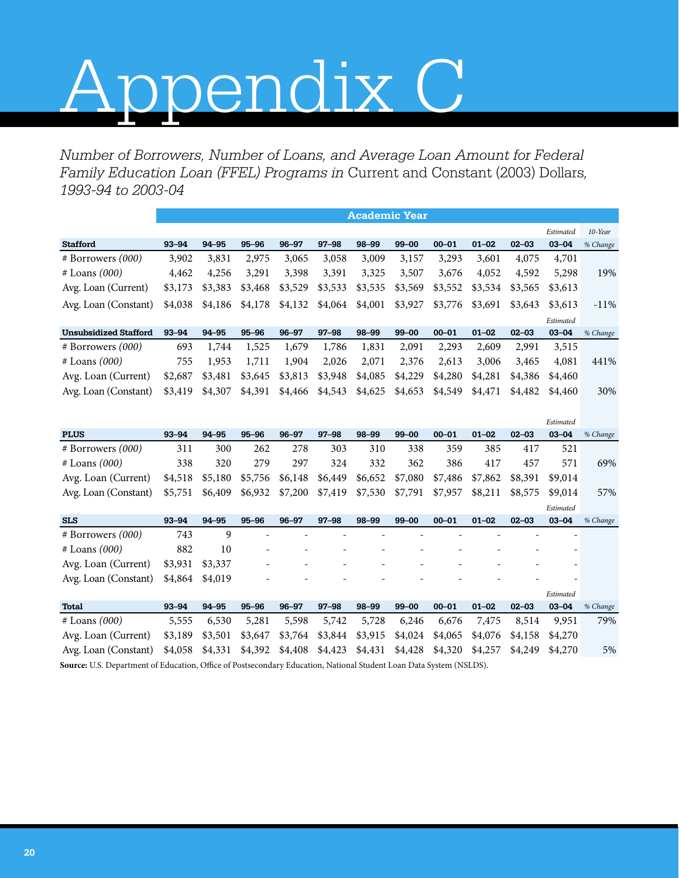# Appendix C

*Number of Borrowers, Number of Loans, and Average Loan Amount for Federal Family Education Loan (FFEL) Programs in* Current and Constant (2003) Dollars, *1993-94 to 2003-04*

| | Academic Year | | | | | | | | | | | |
|---|---|---|---|---|---|---|---|---|---|---|---|---|
| | | | | | | | | | | | *Estimated* | *10-Year* |
| **Stafford** | **93–94** | **94–95** | **95–96** | **96–97** | **97–98** | **98–99** | **99–00** | **00–01** | **01–02** | **02–03** | **03–04** | *% Change* |
| # Borrowers *(000)* | 3,902 | 3,831 | 2,975 | 3,065 | 3,058 | 3,009 | 3,157 | 3,293 | 3,601 | 4,075 | 4,701 | |
| # Loans *(000)* | 4,462 | 4,256 | 3,291 | 3,398 | 3,391 | 3,325 | 3,507 | 3,676 | 4,052 | 4,592 | 5,298 | 19% |
| Avg. Loan (Current) | $3,173 | $3,383 | $3,468 | $3,529 | $3,533 | $3,535 | $3,569 | $3,552 | $3,534 | $3,565 | $3,613 | |
| Avg. Loan (Constant) | $4,038 | $4,186 | $4,178 | $4,132 | $4,064 | $4,001 | $3,927 | $3,776 | $3,691 | $3,643 | $3,613 | -11% |
| | | | | | | | | | | | *Estimated* | |
| **Unsubsidized Stafford** | **93–94** | **94–95** | **95–96** | **96–97** | **97–98** | **98–99** | **99–00** | **00–01** | **01–02** | **02–03** | **03–04** | *% Change* |
| # Borrowers *(000)* | 693 | 1,744 | 1,525 | 1,679 | 1,786 | 1,831 | 2,091 | 2,293 | 2,609 | 2,991 | 3,515 | |
| # Loans *(000)* | 755 | 1,953 | 1,711 | 1,904 | 2,026 | 2,071 | 2,376 | 2,613 | 3,006 | 3,465 | 4,081 | 441% |
| Avg. Loan (Current) | $2,687 | $3,481 | $3,645 | $3,813 | $3,948 | $4,085 | $4,229 | $4,280 | $4,281 | $4,386 | $4,460 | |
| Avg. Loan (Constant) | $3,419 | $4,307 | $4,391 | $4,466 | $4,543 | $4,625 | $4,653 | $4,549 | $4,471 | $4,482 | $4,460 | 30% |
| | | | | | | | | | | | *Estimated* | |
| **PLUS** | **93–94** | **94–95** | **95–96** | **96–97** | **97–98** | **98–99** | **99–00** | **00–01** | **01–02** | **02–03** | **03–04** | *% Change* |
| # Borrowers *(000)* | 311 | 300 | 262 | 278 | 303 | 310 | 338 | 359 | 385 | 417 | 521 | |
| # Loans *(000)* | 338 | 320 | 279 | 297 | 324 | 332 | 362 | 386 | 417 | 457 | 571 | 69% |
| Avg. Loan (Current) | $4,518 | $5,180 | $5,756 | $6,148 | $6,449 | $6,652 | $7,080 | $7,486 | $7,862 | $8,391 | $9,014 | |
| Avg. Loan (Constant) | $5,751 | $6,409 | $6,932 | $7,200 | $7,419 | $7,530 | $7,791 | $7,957 | $8,211 | $8,575 | $9,014 | 57% |
| | | | | | | | | | | | *Estimated* | |
| **SLS** | **93–94** | **94–95** | **95–96** | **96–97** | **97–98** | **98–99** | **99–00** | **00–01** | **01–02** | **02–03** | **03–04** | *% Change* |
| # Borrowers *(000)* | 743 | 9 | - | - | - | - | - | - | - | - | - | |
| # Loans *(000)* | 882 | 10 | - | - | - | - | - | - | - | - | - | |
| Avg. Loan (Current) | $3,931 | $3,337 | - | - | - | - | - | - | - | - | - | |
| Avg. Loan (Constant) | $4,864 | $4,019 | - | - | - | - | - | - | - | - | - | |
| | | | | | | | | | | | *Estimated* | |
| **Total** | **93–94** | **94–95** | **95–96** | **96–97** | **97–98** | **98–99** | **99–00** | **00–01** | **01–02** | **02–03** | **03–04** | *% Change* |
| # Loans *(000)* | 5,555 | 6,530 | 5,281 | 5,598 | 5,742 | 5,728 | 6,246 | 6,676 | 7,475 | 8,514 | 9,951 | 79% |
| Avg. Loan (Current) | $3,189 | $3,501 | $3,647 | $3,764 | $3,844 | $3,915 | $4,024 | $4,065 | $4,076 | $4,158 | $4,270 | |
| Avg. Loan (Constant) | $4,058 | $4,331 | $4,392 | $4,408 | $4,423 | $4,431 | $4,428 | $4,320 | $4,257 | $4,249 | $4,270 | 5% |

**Source:** U.S. Department of Education, Office of Postsecondary Education, National Student Loan Data System (NSLDS).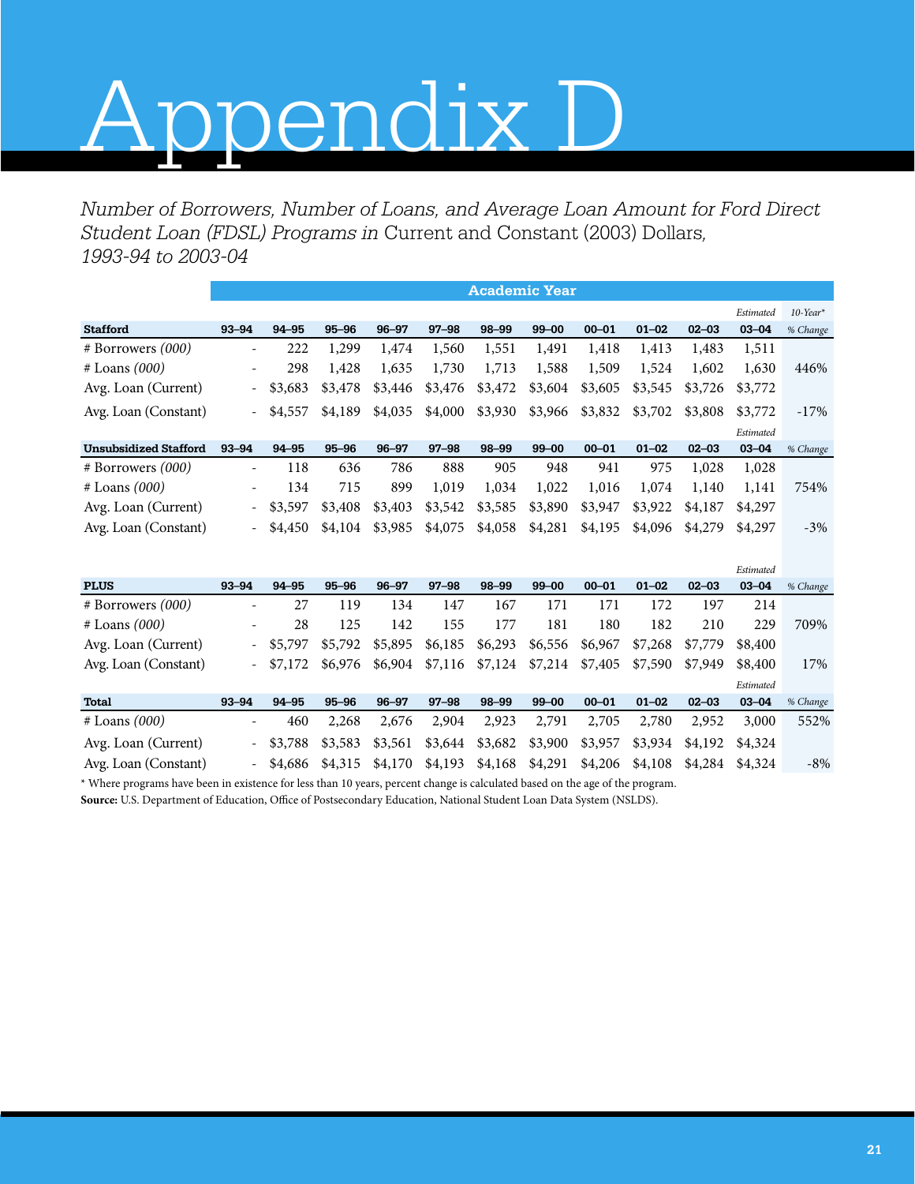# Appendix D

*Number of Borrowers, Number of Loans, and Average Loan Amount for Ford Direct Student Loan (FDSL) Programs in* Current and Constant (2003) Dollars, *1993-94 to 2003-04*

| | Academic Year | | | | | | | | | | | |
|---|---|---|---|---|---|---|---|---|---|---|---|---|
| | | | | | | | | | | | *Estimated* | *10-Year** |
| **Stafford** | **93–94** | **94–95** | **95–96** | **96–97** | **97–98** | **98–99** | **99–00** | **00–01** | **01–02** | **02–03** | **03–04** | *% Change* |
| # Borrowers *(000)* | - | 222 | 1,299 | 1,474 | 1,560 | 1,551 | 1,491 | 1,418 | 1,413 | 1,483 | 1,511 | |
| # Loans *(000)* | - | 298 | 1,428 | 1,635 | 1,730 | 1,713 | 1,588 | 1,509 | 1,524 | 1,602 | 1,630 | 446% |
| Avg. Loan (Current) | - | $3,683 | $3,478 | $3,446 | $3,476 | $3,472 | $3,604 | $3,605 | $3,545 | $3,726 | $3,772 | |
| Avg. Loan (Constant) | - | $4,557 | $4,189 | $4,035 | $4,000 | $3,930 | $3,966 | $3,832 | $3,702 | $3,808 | $3,772 | -17% |
| | | | | | | | | | | | *Estimated* | |
| **Unsubsidized Stafford** | **93–94** | **94–95** | **95–96** | **96–97** | **97–98** | **98–99** | **99–00** | **00–01** | **01–02** | **02–03** | **03–04** | *% Change* |
| # Borrowers *(000)* | - | 118 | 636 | 786 | 888 | 905 | 948 | 941 | 975 | 1,028 | 1,028 | |
| # Loans *(000)* | - | 134 | 715 | 899 | 1,019 | 1,034 | 1,022 | 1,016 | 1,074 | 1,140 | 1,141 | 754% |
| Avg. Loan (Current) | - | $3,597 | $3,408 | $3,403 | $3,542 | $3,585 | $3,890 | $3,947 | $3,922 | $4,187 | $4,297 | |
| Avg. Loan (Constant) | - | $4,450 | $4,104 | $3,985 | $4,075 | $4,058 | $4,281 | $4,195 | $4,096 | $4,279 | $4,297 | -3% |
| | | | | | | | | | | | *Estimated* | |
| **PLUS** | **93–94** | **94–95** | **95–96** | **96–97** | **97–98** | **98–99** | **99–00** | **00–01** | **01–02** | **02–03** | **03–04** | *% Change* |
| # Borrowers *(000)* | - | 27 | 119 | 134 | 147 | 167 | 171 | 171 | 172 | 197 | 214 | |
| # Loans *(000)* | - | 28 | 125 | 142 | 155 | 177 | 181 | 180 | 182 | 210 | 229 | 709% |
| Avg. Loan (Current) | - | $5,797 | $5,792 | $5,895 | $6,185 | $6,293 | $6,556 | $6,967 | $7,268 | $7,779 | $8,400 | |
| Avg. Loan (Constant) | - | $7,172 | $6,976 | $6,904 | $7,116 | $7,124 | $7,214 | $7,405 | $7,590 | $7,949 | $8,400 | 17% |
| | | | | | | | | | | | *Estimated* | |
| **Total** | **93–94** | **94–95** | **95–96** | **96–97** | **97–98** | **98–99** | **99–00** | **00–01** | **01–02** | **02–03** | **03–04** | *% Change* |
| # Loans *(000)* | - | 460 | 2,268 | 2,676 | 2,904 | 2,923 | 2,791 | 2,705 | 2,780 | 2,952 | 3,000 | 552% |
| Avg. Loan (Current) | - | $3,788 | $3,583 | $3,561 | $3,644 | $3,682 | $3,900 | $3,957 | $3,934 | $4,192 | $4,324 | |
| Avg. Loan (Constant) | - | $4,686 | $4,315 | $4,170 | $4,193 | $4,168 | $4,291 | $4,206 | $4,108 | $4,284 | $4,324 | -8% |

* Where programs have been in existence for less than 10 years, percent change is calculated based on the age of the program.

**Source:** U.S. Department of Education, Office of Postsecondary Education, National Student Loan Data System (NSLDS).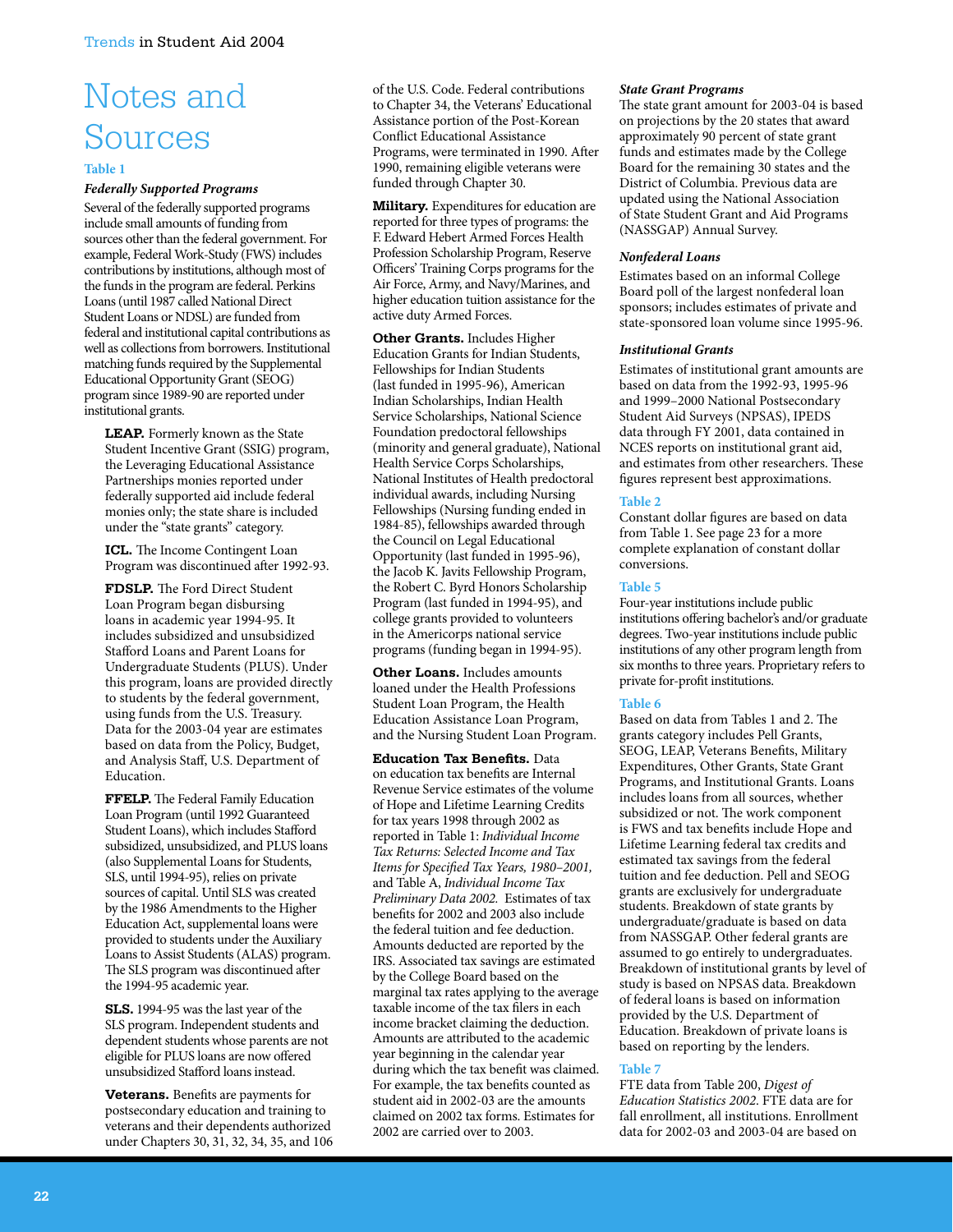# Notes and Sources

### Table 1

#### *Federally Supported Programs*

Several of the federally supported programs include small amounts of funding from sources other than the federal government. For example, Federal Work-Study (FWS) includes contributions by institutions, although most of the funds in the program are federal. Perkins Loans (until 1987 called National Direct Student Loans or NDSL) are funded from federal and institutional capital contributions as well as collections from borrowers. Institutional matching funds required by the Supplemental Educational Opportunity Grant (SEOG) program since 1989-90 are reported under institutional grants.

**LEAP.** Formerly known as the State Student Incentive Grant (SSIG) program, the Leveraging Educational Assistance Partnerships monies reported under federally supported aid include federal monies only; the state share is included under the "state grants" category.

**ICL.** The Income Contingent Loan Program was discontinued after 1992-93.

**FDSLP.** The Ford Direct Student Loan Program began disbursing loans in academic year 1994-95. It includes subsidized and unsubsidized Stafford Loans and Parent Loans for Undergraduate Students (PLUS). Under this program, loans are provided directly to students by the federal government, using funds from the U.S. Treasury. Data for the 2003-04 year are estimates based on data from the Policy, Budget, and Analysis Staff, U.S. Department of Education.

**FFELP.** The Federal Family Education Loan Program (until 1992 Guaranteed Student Loans), which includes Stafford subsidized, unsubsidized, and PLUS loans (also Supplemental Loans for Students, SLS, until 1994-95), relies on private sources of capital. Until SLS was created by the 1986 Amendments to the Higher Education Act, supplemental loans were provided to students under the Auxiliary Loans to Assist Students (ALAS) program. The SLS program was discontinued after the 1994-95 academic year.

**SLS.** 1994-95 was the last year of the SLS program. Independent students and dependent students whose parents are not eligible for PLUS loans are now offered unsubsidized Stafford loans instead.

**Veterans.** Benefits are payments for postsecondary education and training to veterans and their dependents authorized under Chapters 30, 31, 32, 34, 35, and 106 of the U.S. Code. Federal contributions to Chapter 34, the Veterans' Educational Assistance portion of the Post-Korean Conflict Educational Assistance Programs, were terminated in 1990. After 1990, remaining eligible veterans were funded through Chapter 30.

**Military.** Expenditures for education are reported for three types of programs: the F. Edward Hebert Armed Forces Health Profession Scholarship Program, Reserve Officers' Training Corps programs for the Air Force, Army, and Navy/Marines, and higher education tuition assistance for the active duty Armed Forces.

**Other Grants.** Includes Higher Education Grants for Indian Students, Fellowships for Indian Students (last funded in 1995-96), American Indian Scholarships, Indian Health Service Scholarships, National Science Foundation predoctoral fellowships (minority and general graduate), National Health Service Corps Scholarships, National Institutes of Health predoctoral individual awards, including Nursing Fellowships (Nursing funding ended in 1984-85), fellowships awarded through the Council on Legal Educational Opportunity (last funded in 1995-96), the Jacob K. Javits Fellowship Program, the Robert C. Byrd Honors Scholarship Program (last funded in 1994-95), and college grants provided to volunteers in the Americorps national service programs (funding began in 1994-95).

**Other Loans.** Includes amounts loaned under the Health Professions Student Loan Program, the Health Education Assistance Loan Program, and the Nursing Student Loan Program.

**Education Tax Benefits.** Data on education tax benefits are Internal Revenue Service estimates of the volume of Hope and Lifetime Learning Credits for tax years 1998 through 2002 as reported in Table 1: *Individual Income Tax Returns: Selected Income and Tax Items for Specified Tax Years, 1980–2001,* and Table A, *Individual Income Tax Preliminary Data 2002.* Estimates of tax benefits for 2002 and 2003 also include the federal tuition and fee deduction. Amounts deducted are reported by the IRS. Associated tax savings are estimated by the College Board based on the marginal tax rates applying to the average taxable income of the tax filers in each income bracket claiming the deduction. Amounts are attributed to the academic year beginning in the calendar year during which the tax benefit was claimed. For example, the tax benefits counted as student aid in 2002-03 are the amounts claimed on 2002 tax forms. Estimates for 2002 are carried over to 2003.

#### *State Grant Programs*

The state grant amount for 2003-04 is based on projections by the 20 states that award approximately 90 percent of state grant funds and estimates made by the College Board for the remaining 30 states and the District of Columbia. Previous data are updated using the National Association of State Student Grant and Aid Programs (NASSGAP) Annual Survey.

#### *Nonfederal Loans*

Estimates based on an informal College Board poll of the largest nonfederal loan sponsors; includes estimates of private and state-sponsored loan volume since 1995-96.

#### *Institutional Grants*

Estimates of institutional grant amounts are based on data from the 1992-93, 1995-96 and 1999–2000 National Postsecondary Student Aid Surveys (NPSAS), IPEDS data through FY 2001, data contained in NCES reports on institutional grant aid, and estimates from other researchers. These figures represent best approximations.

### Table 2

Constant dollar figures are based on data from Table 1. See page 23 for a more complete explanation of constant dollar conversions.

### Table 5

Four-year institutions include public institutions offering bachelor's and/or graduate degrees. Two-year institutions include public institutions of any other program length from six months to three years. Proprietary refers to private for-profit institutions.

### Table 6

Based on data from Tables 1 and 2. The grants category includes Pell Grants, SEOG, LEAP, Veterans Benefits, Military Expenditures, Other Grants, State Grant Programs, and Institutional Grants. Loans includes loans from all sources, whether subsidized or not. The work component is FWS and tax benefits include Hope and Lifetime Learning federal tax credits and estimated tax savings from the federal tuition and fee deduction. Pell and SEOG grants are exclusively for undergraduate students. Breakdown of state grants by undergraduate/graduate is based on data from NASSGAP. Other federal grants are assumed to go entirely to undergraduates. Breakdown of institutional grants by level of study is based on NPSAS data. Breakdown of federal loans is based on information provided by the U.S. Department of Education. Breakdown of private loans is based on reporting by the lenders.

### Table 7

FTE data from Table 200, *Digest of Education Statistics 2002.* FTE data are for fall enrollment, all institutions. Enrollment data for 2002-03 and 2003-04 are based on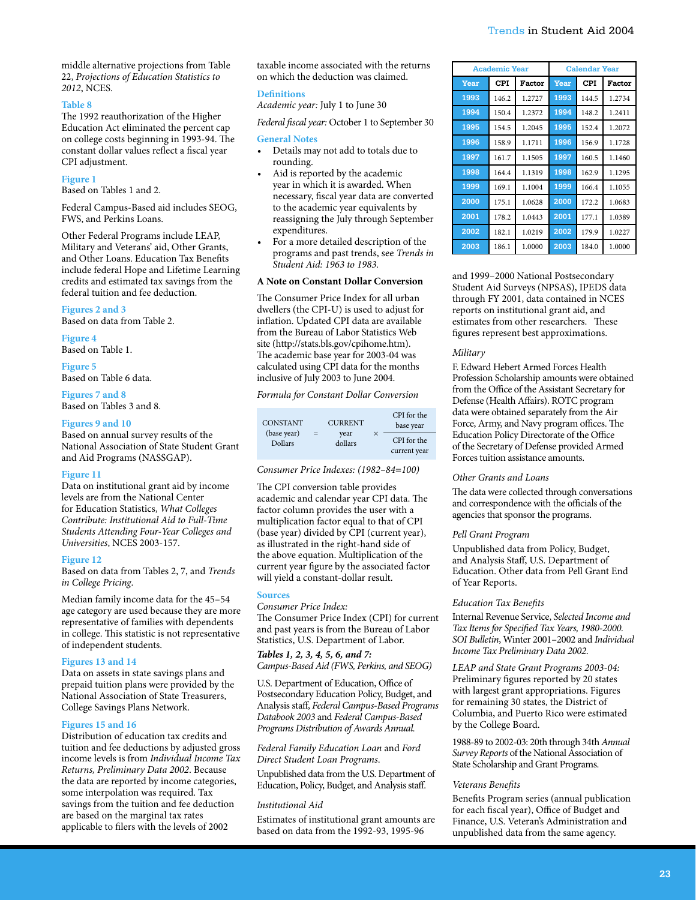middle alternative projections from Table 22, *Projections of Education Statistics to 2012*, NCES.

### Table 8

The 1992 reauthorization of the Higher Education Act eliminated the percent cap on college costs beginning in 1993-94. The constant dollar values reflect a fiscal year CPI adjustment.

### Figure 1

Based on Tables 1 and 2.

Federal Campus-Based aid includes SEOG, FWS, and Perkins Loans.

Other Federal Programs include LEAP, Military and Veterans' aid, Other Grants, and Other Loans. Education Tax Benefits include federal Hope and Lifetime Learning credits and estimated tax savings from the federal tuition and fee deduction.

### Figures 2 and 3

Based on data from Table 2.

### Figure 4

Based on Table 1.

### Figure 5

Based on Table 6 data.

### Figures 7 and 8

Based on Tables 3 and 8.

### Figures 9 and 10

Based on annual survey results of the National Association of State Student Grant and Aid Programs (NASSGAP).

### Figure 11

Data on institutional grant aid by income levels are from the National Center for Education Statistics, *What Colleges Contribute: Institutional Aid to Full-Time Students Attending Four-Year Colleges and Universities*, NCES 2003-157.

### Figure 12

Based on data from Tables 2, 7, and *Trends in College Pricing*.

Median family income data for the 45–54 age category are used because they are more representative of families with dependents in college. This statistic is not representative of independent students.

### Figures 13 and 14

Data on assets in state savings plans and prepaid tuition plans were provided by the National Association of State Treasurers, College Savings Plans Network.

### Figures 15 and 16

Distribution of education tax credits and tuition and fee deductions by adjusted gross income levels is from *Individual Income Tax Returns, Preliminary Data 2002*. Because the data are reported by income categories, some interpolation was required. Tax savings from the tuition and fee deduction are based on the marginal tax rates applicable to filers with the levels of 2002 taxable income associated with the returns on which the deduction was claimed.

### Definitions

*Academic year:* July 1 to June 30

*Federal fiscal year:* October 1 to September 30

### General Notes

- Details may not add to totals due to rounding.
- Aid is reported by the academic year in which it is awarded. When necessary, fiscal year data are converted to the academic year equivalents by reassigning the July through September expenditures.
- For a more detailed description of the programs and past trends, see *Trends in Student Aid: 1963 to 1983.*

### A Note on Constant Dollar Conversion

The Consumer Price Index for all urban dwellers (the CPI-U) is used to adjust for inflation. Updated CPI data are available from the Bureau of Labor Statistics Web site (http://stats.bls.gov/cpihome.htm). The academic base year for 2003-04 was calculated using CPI data for the months inclusive of July 2003 to June 2004.

*Formula for Constant Dollar Conversion*

$$\text{CONSTANT (base year) Dollars} = \text{CURRENT year dollars} \times \frac{\text{CPI for the base year}}{\text{CPI for the current year}}$$

*Consumer Price Indexes: (1982–84=100)*

The CPI conversion table provides academic and calendar year CPI data. The factor column provides the user with a multiplication factor equal to that of CPI (base year) divided by CPI (current year), as illustrated in the right-hand side of the above equation. Multiplication of the current year figure by the associated factor will yield a constant-dollar result.

| Academic Year | | | Calendar Year | | |
|---|---|---|---|---|---|
| **Year** | **CPI** | **Factor** | **Year** | **CPI** | **Factor** |
| 1993 | 146.2 | 1.2727 | 1993 | 144.5 | 1.2734 |
| 1994 | 150.4 | 1.2372 | 1994 | 148.2 | 1.2411 |
| 1995 | 154.5 | 1.2045 | 1995 | 152.4 | 1.2072 |
| 1996 | 158.9 | 1.1711 | 1996 | 156.9 | 1.1728 |
| 1997 | 161.7 | 1.1505 | 1997 | 160.5 | 1.1460 |
| 1998 | 164.4 | 1.1319 | 1998 | 162.9 | 1.1295 |
| 1999 | 169.1 | 1.1004 | 1999 | 166.4 | 1.1055 |
| 2000 | 175.1 | 1.0628 | 2000 | 172.2 | 1.0683 |
| 2001 | 178.2 | 1.0443 | 2001 | 177.1 | 1.0389 |
| 2002 | 182.1 | 1.0219 | 2002 | 179.9 | 1.0227 |
| 2003 | 186.1 | 1.0000 | 2003 | 184.0 | 1.0000 |

### Sources

*Consumer Price Index:*
The Consumer Price Index (CPI) for current and past years is from the Bureau of Labor Statistics, U.S. Department of Labor.

***Tables 1, 2, 3, 4, 5, 6, and 7:***
*Campus-Based Aid (FWS, Perkins, and SEOG)*

U.S. Department of Education, Office of Postsecondary Education Policy, Budget, and Analysis staff, *Federal Campus-Based Programs Databook 2003* and *Federal Campus-Based Programs Distribution of Awards Annual.*

*Federal Family Education Loan* and *Ford Direct Student Loan Programs.*

Unpublished data from the U.S. Department of Education, Policy, Budget, and Analysis staff.

*Institutional Aid*

Estimates of institutional grant amounts are based on data from the 1992-93, 1995-96 and 1999–2000 National Postsecondary Student Aid Surveys (NPSAS), IPEDS data through FY 2001, data contained in NCES reports on institutional grant aid, and estimates from other researchers. These figures represent best approximations.

*Military*

F. Edward Hebert Armed Forces Health Profession Scholarship amounts were obtained from the Office of the Assistant Secretary for Defense (Health Affairs). ROTC program data were obtained separately from the Air Force, Army, and Navy program offices. The Education Policy Directorate of the Office of the Secretary of Defense provided Armed Forces tuition assistance amounts.

*Other Grants and Loans*

The data were collected through conversations and correspondence with the officials of the agencies that sponsor the programs.

*Pell Grant Program*

Unpublished data from Policy, Budget, and Analysis Staff, U.S. Department of Education. Other data from Pell Grant End of Year Reports.

*Education Tax Benefits*

Internal Revenue Service, *Selected Income and Tax Items for Specified Tax Years, 1980-2000. SOI Bulletin*, Winter 2001–2002 and *Individual Income Tax Preliminary Data 2002.*

*LEAP and State Grant Programs 2003-04:*
Preliminary figures reported by 20 states with largest grant appropriations. Figures for remaining 30 states, the District of Columbia, and Puerto Rico were estimated by the College Board.

1988-89 to 2002-03: 20th through 34th *Annual Survey Reports* of the National Association of State Scholarship and Grant Programs.

*Veterans Benefits*

Benefits Program series (annual publication for each fiscal year), Office of Budget and Finance, U.S. Veteran's Administration and unpublished data from the same agency.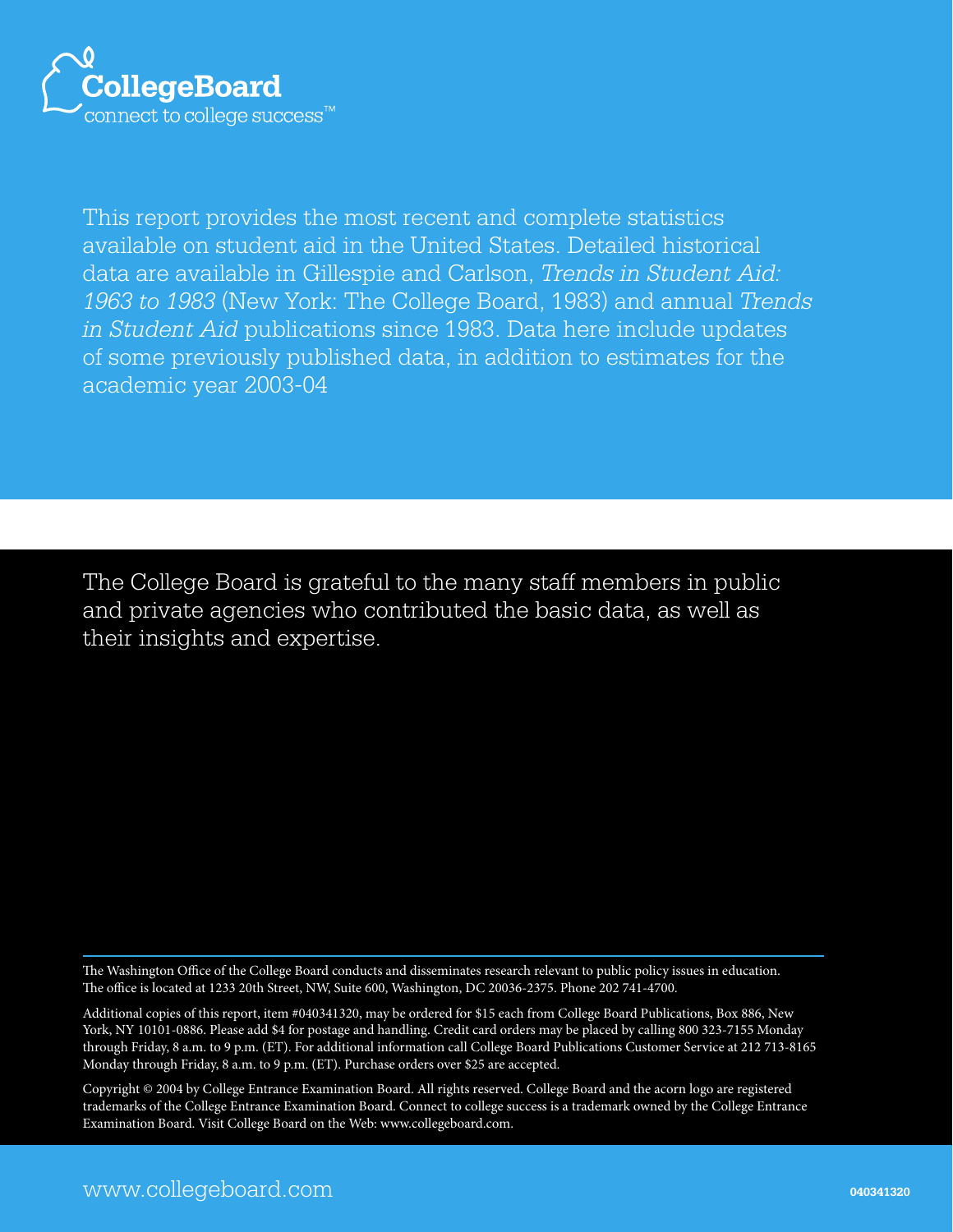CollegeBoard

connect to college success™

This report provides the most recent and complete statistics available on student aid in the United States. Detailed historical data are available in Gillespie and Carlson, *Trends in Student Aid: 1963 to 1983* (New York: The College Board, 1983) and annual *Trends in Student Aid* publications since 1983. Data here include updates of some previously published data, in addition to estimates for the academic year 2003-04

The College Board is grateful to the many staff members in public and private agencies who contributed the basic data, as well as their insights and expertise.

The Washington Office of the College Board conducts and disseminates research relevant to public policy issues in education. The office is located at 1233 20th Street, NW, Suite 600, Washington, DC 20036-2375. Phone 202 741-4700.

Additional copies of this report, item #040341320, may be ordered for $15 each from College Board Publications, Box 886, New York, NY 10101-0886. Please add $4 for postage and handling. Credit card orders may be placed by calling 800 323-7155 Monday through Friday, 8 a.m. to 9 p.m. (ET). For additional information call College Board Publications Customer Service at 212 713-8165 Monday through Friday, 8 a.m. to 9 p.m. (ET). Purchase orders over $25 are accepted.

Copyright © 2004 by College Entrance Examination Board. All rights reserved. College Board and the acorn logo are registered trademarks of the College Entrance Examination Board. Connect to college success is a trademark owned by the College Entrance Examination Board. Visit College Board on the Web: www.collegeboard.com.

www.collegeboard.com

040341320